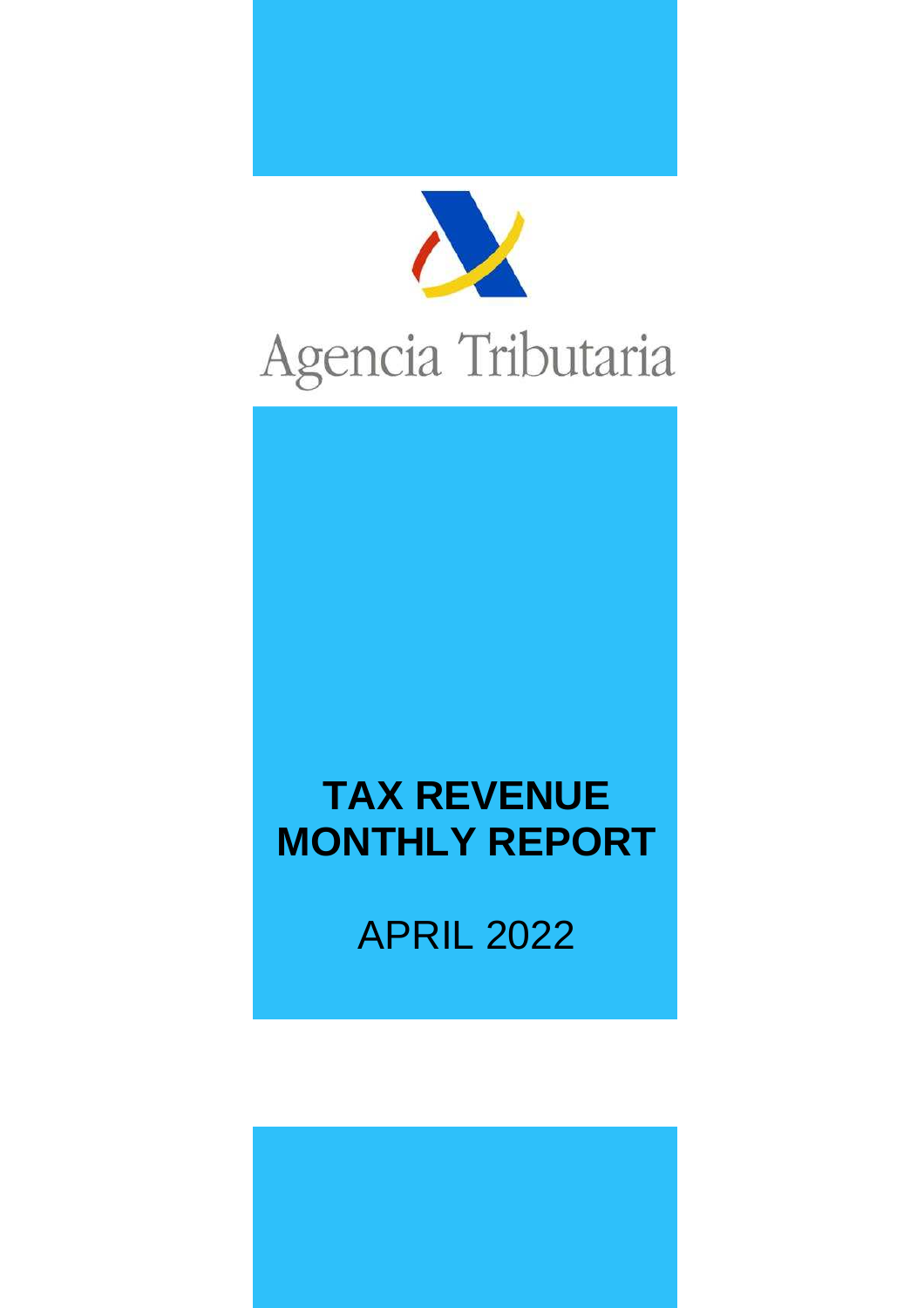Agencia Tributaria

# TAX REVENUE MONTHLY REPORT

APRIL 2022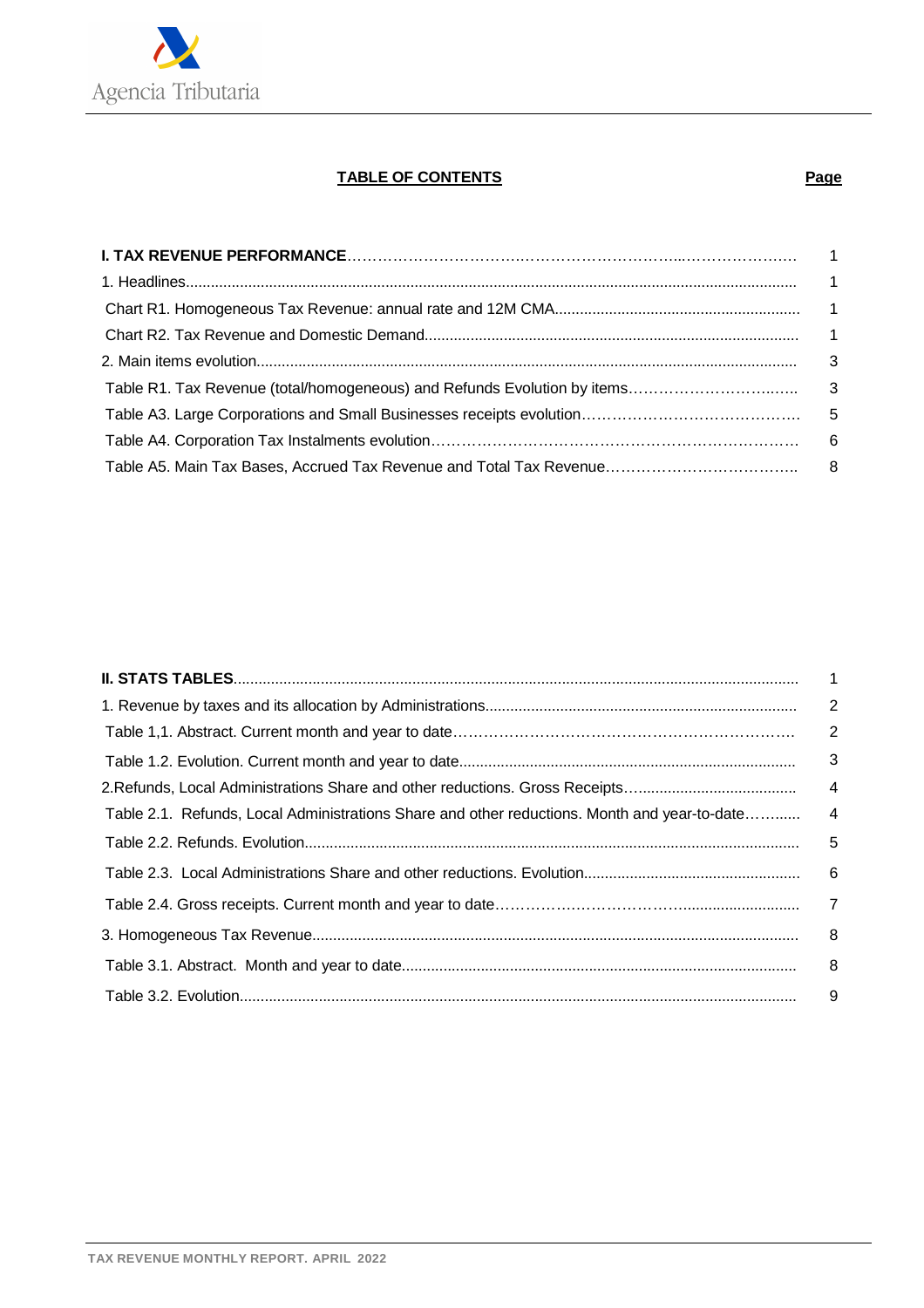# TABLE OF CONTENTS

| | Page |
|---|---|
| **I. TAX REVENUE PERFORMANCE** | 1 |
| 1. Headlines | 1 |
| Chart R1. Homogeneous Tax Revenue: annual rate and 12M CMA | 1 |
| Chart R2. Tax Revenue and Domestic Demand | 1 |
| 2. Main items evolution | 3 |
| Table R1. Tax Revenue (total/homogeneous) and Refunds Evolution by items | 3 |
| Table A3. Large Corporations and Small Businesses receipts evolution | 5 |
| Table A4. Corporation Tax Instalments evolution | 6 |
| Table A5. Main Tax Bases, Accrued Tax Revenue and Total Tax Revenue | 8 |

| | Page |
|---|---|
| **II. STATS TABLES** | 1 |
| 1. Revenue by taxes and its allocation by Administrations | 2 |
| Table 1,1. Abstract. Current month and year to date | 2 |
| Table 1.2. Evolution. Current month and year to date | 3 |
| 2.Refunds, Local Administrations Share and other reductions. Gross Receipts | 4 |
| Table 2.1. Refunds, Local Administrations Share and other reductions. Month and year-to-date | 4 |
| Table 2.2. Refunds. Evolution | 5 |
| Table 2.3. Local Administrations Share and other reductions. Evolution | 6 |
| Table 2.4. Gross receipts. Current month and year to date | 7 |
| 3. Homogeneous Tax Revenue | 8 |
| Table 3.1. Abstract. Month and year to date | 8 |
| Table 3.2. Evolution | 9 |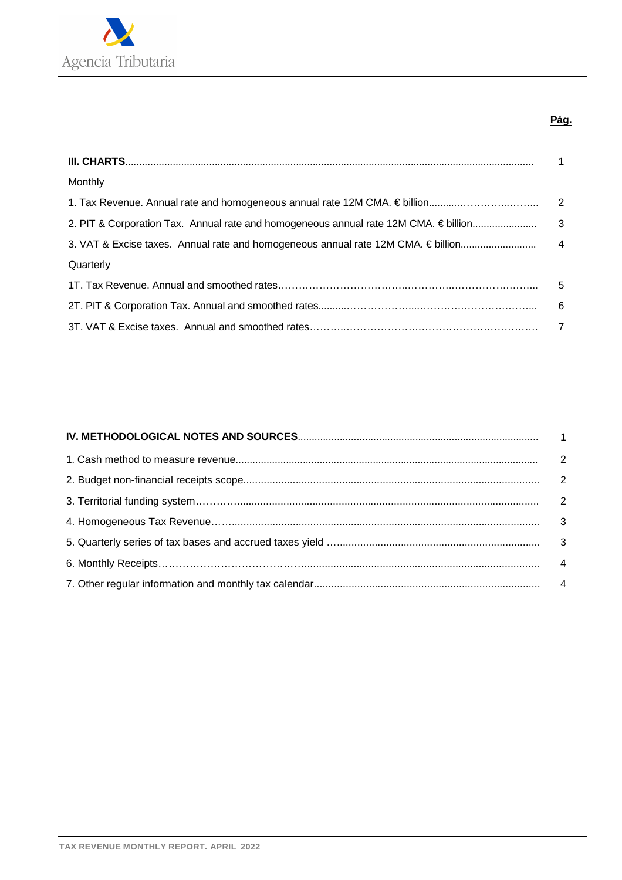| | Pág. |
|---|---|
| **III. CHARTS** | 1 |
| Monthly | |
| 1. Tax Revenue. Annual rate and homogeneous annual rate 12M CMA. € billion | 2 |
| 2. PIT & Corporation Tax. Annual rate and homogeneous annual rate 12M CMA. € billion | 3 |
| 3. VAT & Excise taxes. Annual rate and homogeneous annual rate 12M CMA. € billion | 4 |
| Quarterly | |
| 1T. Tax Revenue. Annual and smoothed rates | 5 |
| 2T. PIT & Corporation Tax. Annual and smoothed rates | 6 |
| 3T. VAT & Excise taxes. Annual and smoothed rates | 7 |

| | |
|---|---|
| **IV. METHODOLOGICAL NOTES AND SOURCES** | 1 |
| 1. Cash method to measure revenue | 2 |
| 2. Budget non-financial receipts scope | 2 |
| 3. Territorial funding system | 2 |
| 4. Homogeneous Tax Revenue | 3 |
| 5. Quarterly series of tax bases and accrued taxes yield | 3 |
| 6. Monthly Receipts | 4 |
| 7. Other regular information and monthly tax calendar | 4 |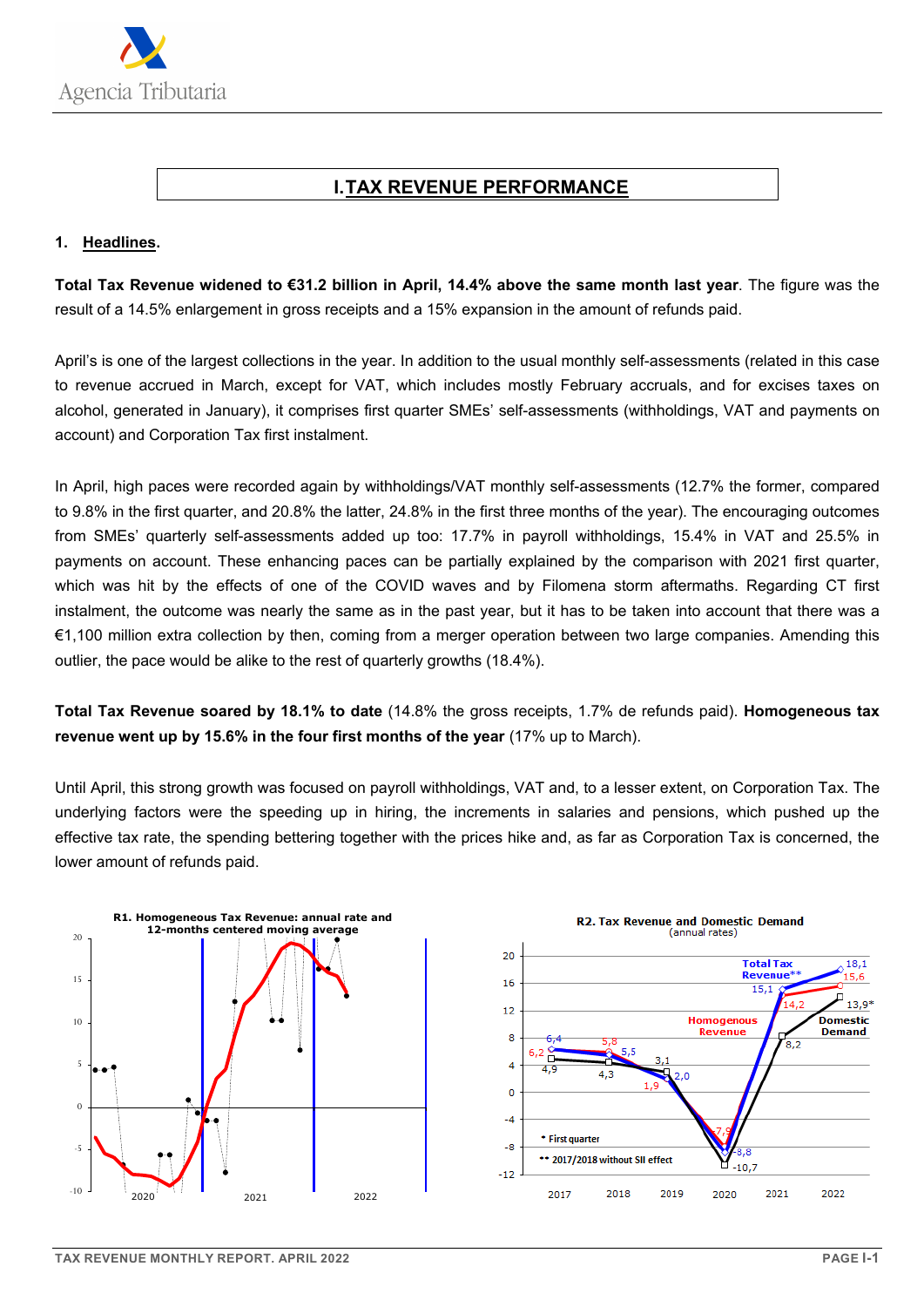# I. TAX REVENUE PERFORMANCE

## 1. Headlines.

**Total Tax Revenue widened to €31.2 billion in April, 14.4% above the same month last year**. The figure was the result of a 14.5% enlargement in gross receipts and a 15% expansion in the amount of refunds paid.

April's is one of the largest collections in the year. In addition to the usual monthly self-assessments (related in this case to revenue accrued in March, except for VAT, which includes mostly February accruals, and for excises taxes on alcohol, generated in January), it comprises first quarter SMEs' self-assessments (withholdings, VAT and payments on account) and Corporation Tax first instalment.

In April, high paces were recorded again by withholdings/VAT monthly self-assessments (12.7% the former, compared to 9.8% in the first quarter, and 20.8% the latter, 24.8% in the first three months of the year). The encouraging outcomes from SMEs' quarterly self-assessments added up too: 17.7% in payroll withholdings, 15.4% in VAT and 25.5% in payments on account. These enhancing paces can be partially explained by the comparison with 2021 first quarter, which was hit by the effects of one of the COVID waves and by Filomena storm aftermaths. Regarding CT first instalment, the outcome was nearly the same as in the past year, but it has to be taken into account that there was a €1,100 million extra collection by then, coming from a merger operation between two large companies. Amending this outlier, the pace would be alike to the rest of quarterly growths (18.4%).

**Total Tax Revenue soared by 18.1% to date** (14.8% the gross receipts, 1.7% de refunds paid). **Homogeneous tax revenue went up by 15.6% in the four first months of the year** (17% up to March).

Until April, this strong growth was focused on payroll withholdings, VAT and, to a lesser extent, on Corporation Tax. The underlying factors were the speeding up in hiring, the increments in salaries and pensions, which pushed up the effective tax rate, the spending bettering together with the prices hike and, as far as Corporation Tax is concerned, the lower amount of refunds paid.

R1. Homogeneous Tax Revenue: annual rate and 12-months centered moving average

R2. Tax Revenue and Domestic Demand (annual rates)

\* First quarter
\*\* 2017/2018 without SII effect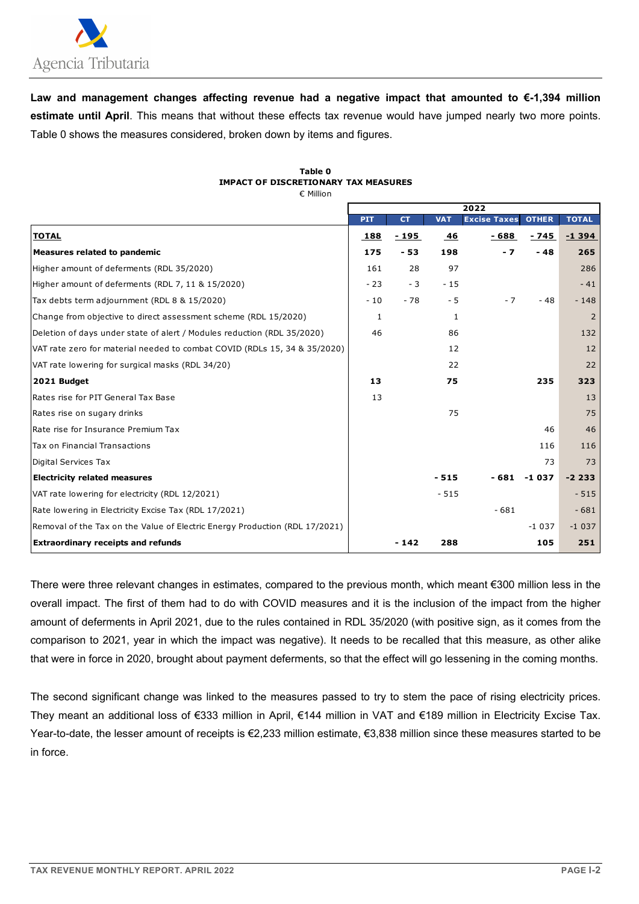**Law and management changes affecting revenue had a negative impact that amounted to €-1,394 million estimate until April**. This means that without these effects tax revenue would have jumped nearly two more points. Table 0 shows the measures considered, broken down by items and figures.

**Table 0**
**IMPACT OF DISCRETIONARY TAX MEASURES**
€ Million

| | 2022 | | | | | |
|---|---|---|---|---|---|---|
| | PIT | CT | VAT | Excise Taxes | OTHER | TOTAL |
| **TOTAL** | **188** | **- 195** | **46** | **- 688** | **- 745** | **-1 394** |
| **Measures related to pandemic** | **175** | **- 53** | **198** | **- 7** | **- 48** | **265** |
| Higher amount of deferments (RDL 35/2020) | 161 | 28 | 97 | | | 286 |
| Higher amount of deferments (RDL 7, 11 & 15/2020) | - 23 | - 3 | - 15 | | | - 41 |
| Tax debts term adjournment (RDL 8 & 15/2020) | - 10 | - 78 | - 5 | - 7 | - 48 | - 148 |
| Change from objective to direct assessment scheme (RDL 15/2020) | 1 | | 1 | | | 2 |
| Deletion of days under state of alert / Modules reduction (RDL 35/2020) | 46 | | 86 | | | 132 |
| VAT rate zero for material needed to combat COVID (RDLs 15, 34 & 35/2020) | | | 12 | | | 12 |
| VAT rate lowering for surgical masks (RDL 34/20) | | | 22 | | | 22 |
| **2021 Budget** | **13** | | **75** | | **235** | **323** |
| Rates rise for PIT General Tax Base | 13 | | | | | 13 |
| Rates rise on sugary drinks | | | 75 | | | 75 |
| Rate rise for Insurance Premium Tax | | | | | 46 | 46 |
| Tax on Financial Transactions | | | | | 116 | 116 |
| Digital Services Tax | | | | | 73 | 73 |
| **Electricity related measures** | | | **- 515** | **- 681** | **-1 037** | **-2 233** |
| VAT rate lowering for electricity (RDL 12/2021) | | | - 515 | | | - 515 |
| Rate lowering in Electricity Excise Tax (RDL 17/2021) | | | | - 681 | | - 681 |
| Removal of the Tax on the Value of Electric Energy Production (RDL 17/2021) | | | | | -1 037 | -1 037 |
| **Extraordinary receipts and refunds** | | **- 142** | **288** | | **105** | **251** |

There were three relevant changes in estimates, compared to the previous month, which meant €300 million less in the overall impact. The first of them had to do with COVID measures and it is the inclusion of the impact from the higher amount of deferments in April 2021, due to the rules contained in RDL 35/2020 (with positive sign, as it comes from the comparison to 2021, year in which the impact was negative). It needs to be recalled that this measure, as other alike that were in force in 2020, brought about payment deferments, so that the effect will go lessening in the coming months.

The second significant change was linked to the measures passed to try to stem the pace of rising electricity prices. They meant an additional loss of €333 million in April, €144 million in VAT and €189 million in Electricity Excise Tax. Year-to-date, the lesser amount of receipts is €2,233 million estimate, €3,838 million since these measures started to be in force.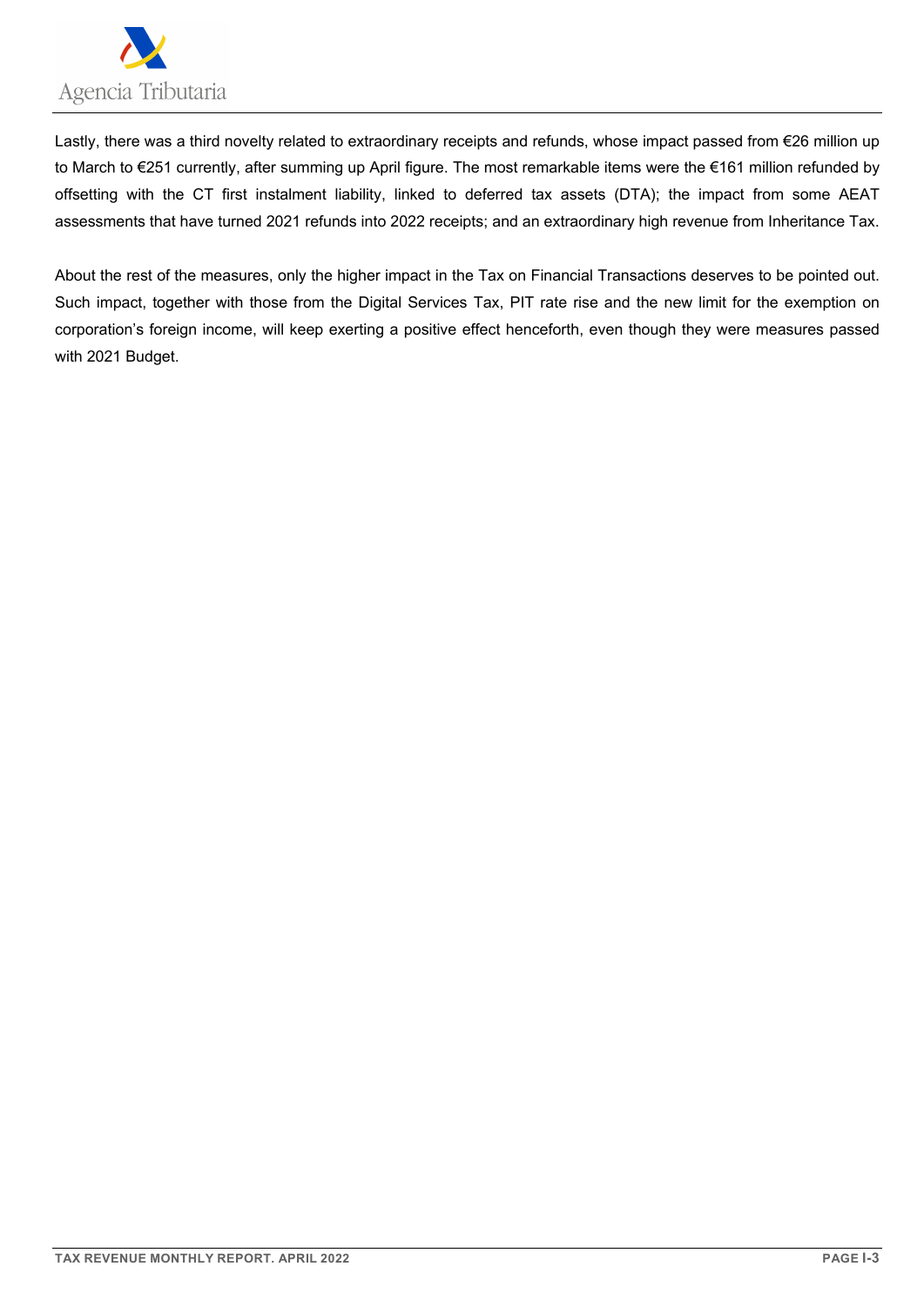Lastly, there was a third novelty related to extraordinary receipts and refunds, whose impact passed from €26 million up to March to €251 currently, after summing up April figure. The most remarkable items were the €161 million refunded by offsetting with the CT first instalment liability, linked to deferred tax assets (DTA); the impact from some AEAT assessments that have turned 2021 refunds into 2022 receipts; and an extraordinary high revenue from Inheritance Tax.

About the rest of the measures, only the higher impact in the Tax on Financial Transactions deserves to be pointed out. Such impact, together with those from the Digital Services Tax, PIT rate rise and the new limit for the exemption on corporation's foreign income, will keep exerting a positive effect henceforth, even though they were measures passed with 2021 Budget.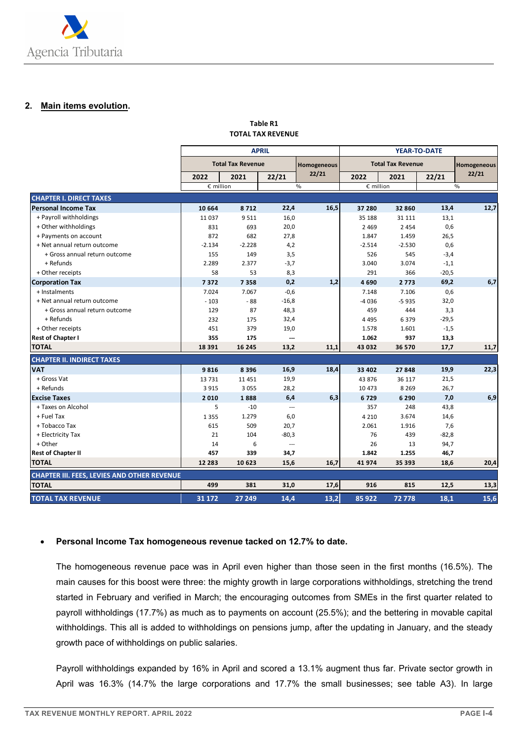## 2. Main items evolution.

**Table R1**
**TOTAL TAX REVENUE**

| | APRIL | | | | YEAR-TO-DATE | | | |
|---|---|---|---|---|---|---|---|---|
| | Total Tax Revenue | | | Homogeneous | Total Tax Revenue | | | Homogeneous |
| | 2022 | 2021 | 22/21 | 22/21 | 2022 | 2021 | 22/21 | 22/21 |
| | € million | | % | | € million | | % | |
| **CHAPTER I. DIRECT TAXES** | | | | | | | | |
| **Personal Income Tax** | **10 664** | **8 712** | **22,4** | **16,5** | **37 280** | **32 860** | **13,4** | **12,7** |
| + Payroll withholdings | 11 037 | 9 511 | 16,0 | | 35 188 | 31 111 | 13,1 | |
| + Other withholdings | 831 | 693 | 20,0 | | 2 469 | 2 454 | 0,6 | |
| + Payments on account | 872 | 682 | 27,8 | | 1.847 | 1.459 | 26,5 | |
| + Net annual return outcome | -2.134 | -2.228 | 4,2 | | -2.514 | -2.530 | 0,6 | |
| + Gross annual return outcome | 155 | 149 | 3,5 | | 526 | 545 | -3,4 | |
| + Refunds | 2.289 | 2.377 | -3,7 | | 3.040 | 3.074 | -1,1 | |
| + Other receipts | 58 | 53 | 8,3 | | 291 | 366 | -20,5 | |
| **Corporation Tax** | **7 372** | **7 358** | **0,2** | **1,2** | **4 690** | **2 773** | **69,2** | **6,7** |
| + Instalments | 7.024 | 7.067 | -0,6 | | 7.148 | 7.106 | 0,6 | |
| + Net annual return outcome | - 103 | - 88 | -16,8 | | -4 036 | -5 935 | 32,0 | |
| + Gross annual return outcome | 129 | 87 | 48,3 | | 459 | 444 | 3,3 | |
| + Refunds | 232 | 175 | 32,4 | | 4 495 | 6 379 | -29,5 | |
| + Other receipts | 451 | 379 | 19,0 | | 1.578 | 1.601 | -1,5 | |
| **Rest of Chapter I** | **355** | **175** | **---** | | **1.062** | **937** | **13,3** | |
| **TOTAL** | **18 391** | **16 245** | **13,2** | **11,1** | **43 032** | **36 570** | **17,7** | **11,7** |
| **CHAPTER II. INDIRECT TAXES** | | | | | | | | |
| **VAT** | **9 816** | **8 396** | **16,9** | **18,4** | **33 402** | **27 848** | **19,9** | **22,3** |
| + Gross Vat | 13 731 | 11 451 | 19,9 | | 43 876 | 36 117 | 21,5 | |
| + Refunds | 3 915 | 3 055 | 28,2 | | 10 473 | 8 269 | 26,7 | |
| **Excise Taxes** | **2 010** | **1 888** | **6,4** | **6,3** | **6 729** | **6 290** | **7,0** | **6,9** |
| + Taxes on Alcohol | 5 | -10 | --- | | 357 | 248 | 43,8 | |
| + Fuel Tax | 1 355 | 1.279 | 6,0 | | 4 210 | 3.674 | 14,6 | |
| + Tobacco Tax | 615 | 509 | 20,7 | | 2.061 | 1.916 | 7,6 | |
| + Electricity Tax | 21 | 104 | -80,3 | | 76 | 439 | -82,8 | |
| + Other | 14 | 6 | --- | | 26 | 13 | 94,7 | |
| **Rest of Chapter II** | **457** | **339** | **34,7** | | **1.842** | **1.255** | **46,7** | |
| **TOTAL** | **12 283** | **10 623** | **15,6** | **16,7** | **41 974** | **35 393** | **18,6** | **20,4** |
| **CHAPTER III. FEES, LEVIES AND OTHER REVENUE** | | | | | | | | |
| **TOTAL** | **499** | **381** | **31,0** | **17,6** | **916** | **815** | **12,5** | **13,3** |
| **TOTAL TAX REVENUE** | **31 172** | **27 249** | **14,4** | **13,2** | **85 922** | **72 778** | **18,1** | **15,6** |

- **Personal Income Tax homogeneous revenue tacked on 12.7% to date.**

  The homogeneous revenue pace was in April even higher than those seen in the first months (16.5%). The main causes for this boost were three: the mighty growth in large corporations withholdings, stretching the trend started in February and verified in March; the encouraging outcomes from SMEs in the first quarter related to payroll withholdings (17.7%) as much as to payments on account (25.5%); and the bettering in movable capital withholdings. This all is added to withholdings on pensions jump, after the updating in January, and the steady growth pace of withholdings on public salaries.

  Payroll withholdings expanded by 16% in April and scored a 13.1% augment thus far. Private sector growth in April was 16.3% (14.7% the large corporations and 17.7% the small businesses; see table A3). In large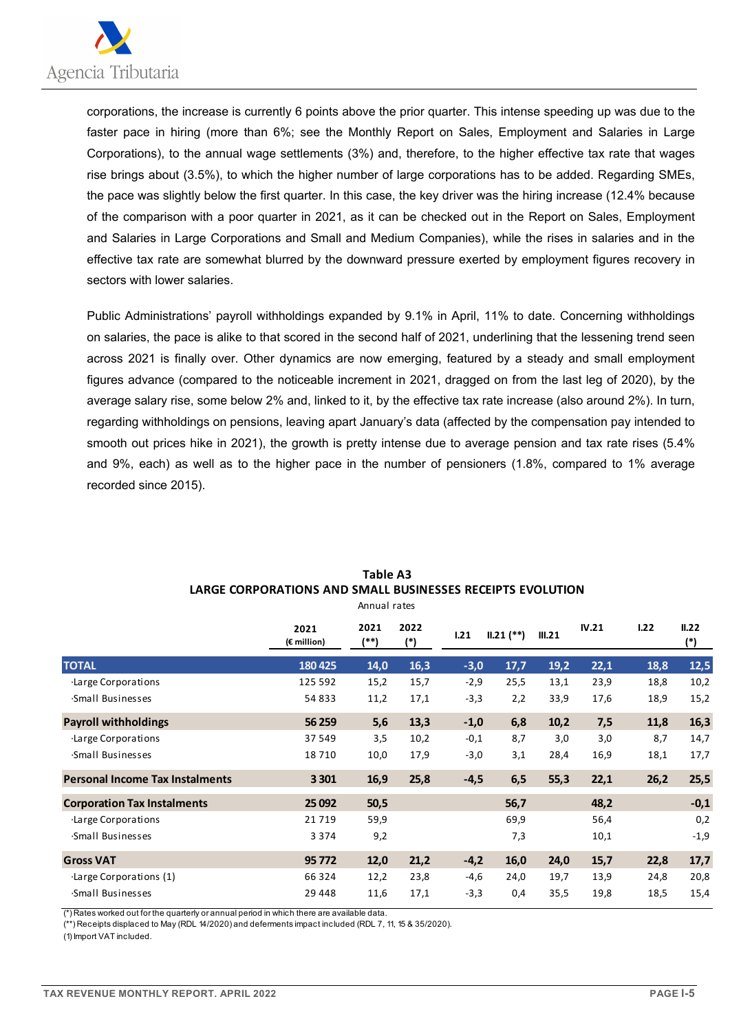corporations, the increase is currently 6 points above the prior quarter. This intense speeding up was due to the faster pace in hiring (more than 6%; see the Monthly Report on Sales, Employment and Salaries in Large Corporations), to the annual wage settlements (3%) and, therefore, to the higher effective tax rate that wages rise brings about (3.5%), to which the higher number of large corporations has to be added. Regarding SMEs, the pace was slightly below the first quarter. In this case, the key driver was the hiring increase (12.4% because of the comparison with a poor quarter in 2021, as it can be checked out in the Report on Sales, Employment and Salaries in Large Corporations and Small and Medium Companies), while the rises in salaries and in the effective tax rate are somewhat blurred by the downward pressure exerted by employment figures recovery in sectors with lower salaries.

Public Administrations' payroll withholdings expanded by 9.1% in April, 11% to date. Concerning withholdings on salaries, the pace is alike to that scored in the second half of 2021, underlining that the lessening trend seen across 2021 is finally over. Other dynamics are now emerging, featured by a steady and small employment figures advance (compared to the noticeable increment in 2021, dragged on from the last leg of 2020), by the average salary rise, some below 2% and, linked to it, by the effective tax rate increase (also around 2%). In turn, regarding withholdings on pensions, leaving apart January's data (affected by the compensation pay intended to smooth out prices hike in 2021), the growth is pretty intense due to average pension and tax rate rises (5.4% and 9%, each) as well as to the higher pace in the number of pensioners (1.8%, compared to 1% average recorded since 2015).

**Table A3**
**LARGE CORPORATIONS AND SMALL BUSINESSES RECEIPTS EVOLUTION**
Annual rates

| | 2021 (€ million) | 2021 (**) | 2022 (*) | I.21 | II.21 (**) | III.21 | IV.21 | I.22 | II.22 (*) |
|---|---|---|---|---|---|---|---|---|---|
| **TOTAL** | **180 425** | **14,0** | **16,3** | **-3,0** | **17,7** | **19,2** | **22,1** | **18,8** | **12,5** |
| ·Large Corporations | 125 592 | 15,2 | 15,7 | -2,9 | 25,5 | 13,1 | 23,9 | 18,8 | 10,2 |
| ·Small Businesses | 54 833 | 11,2 | 17,1 | -3,3 | 2,2 | 33,9 | 17,6 | 18,9 | 15,2 |
| **Payroll withholdings** | **56 259** | **5,6** | **13,3** | **-1,0** | **6,8** | **10,2** | **7,5** | **11,8** | **16,3** |
| ·Large Corporations | 37 549 | 3,5 | 10,2 | -0,1 | 8,7 | 3,0 | 3,0 | 8,7 | 14,7 |
| ·Small Businesses | 18 710 | 10,0 | 17,9 | -3,0 | 3,1 | 28,4 | 16,9 | 18,1 | 17,7 |
| **Personal Income Tax Instalments** | **3 301** | **16,9** | **25,8** | **-4,5** | **6,5** | **55,3** | **22,1** | **26,2** | **25,5** |
| **Corporation Tax Instalments** | **25 092** | **50,5** | | | **56,7** | | **48,2** | | **-0,1** |
| ·Large Corporations | 21 719 | 59,9 | | | 69,9 | | 56,4 | | 0,2 |
| ·Small Businesses | 3 374 | 9,2 | | | 7,3 | | 10,1 | | -1,9 |
| **Gross VAT** | **95 772** | **12,0** | **21,2** | **-4,2** | **16,0** | **24,0** | **15,7** | **22,8** | **17,7** |
| ·Large Corporations (1) | 66 324 | 12,2 | 23,8 | -4,6 | 24,0 | 19,7 | 13,9 | 24,8 | 20,8 |
| ·Small Businesses | 29 448 | 11,6 | 17,1 | -3,3 | 0,4 | 35,5 | 19,8 | 18,5 | 15,4 |

(*) Rates worked out for the quarterly or annual period in which there are available data.
(**) Receipts displaced to May (RDL 14/2020) and deferments impact included (RDL 7, 11, 15 & 35/2020).
(1) Import VAT included.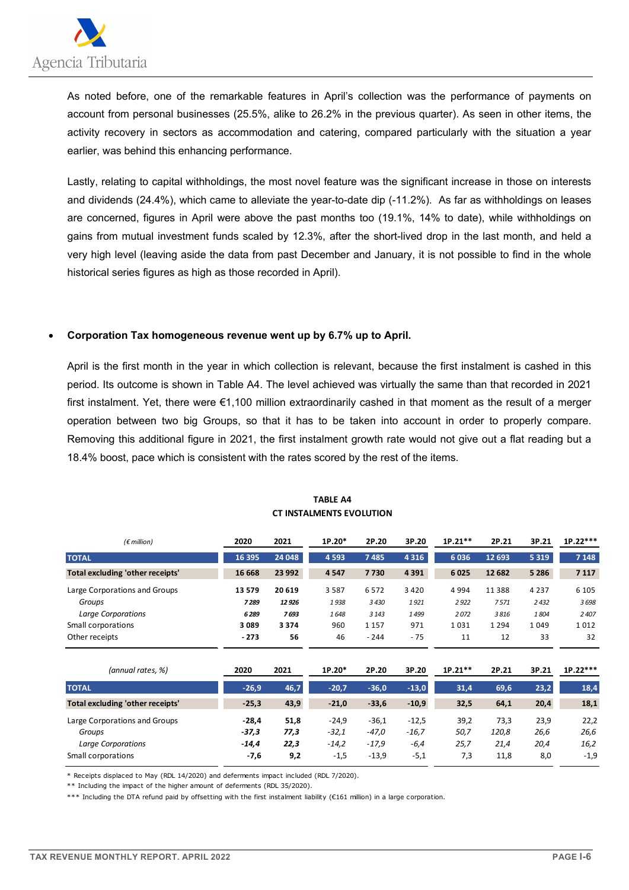As noted before, one of the remarkable features in April's collection was the performance of payments on account from personal businesses (25.5%, alike to 26.2% in the previous quarter). As seen in other items, the activity recovery in sectors as accommodation and catering, compared particularly with the situation a year earlier, was behind this enhancing performance.

Lastly, relating to capital withholdings, the most novel feature was the significant increase in those on interests and dividends (24.4%), which came to alleviate the year-to-date dip (-11.2%). As far as withholdings on leases are concerned, figures in April were above the past months too (19.1%, 14% to date), while withholdings on gains from mutual investment funds scaled by 12.3%, after the short-lived drop in the last month, and held a very high level (leaving aside the data from past December and January, it is not possible to find in the whole historical series figures as high as those recorded in April).

- **Corporation Tax homogeneous revenue went up by 6.7% up to April.**

April is the first month in the year in which collection is relevant, because the first instalment is cashed in this period. Its outcome is shown in Table A4. The level achieved was virtually the same than that recorded in 2021 first instalment. Yet, there were €1,100 million extraordinarily cashed in that moment as the result of a merger operation between two big Groups, so that it has to be taken into account in order to properly compare. Removing this additional figure in 2021, the first instalment growth rate would not give out a flat reading but a 18.4% boost, pace which is consistent with the rates scored by the rest of the items.

**TABLE A4**
**CT INSTALMENTS EVOLUTION**

| *(€ million)* | 2020 | 2021 | 1P.20* | 2P.20 | 3P.20 | 1P.21** | 2P.21 | 3P.21 | 1P.22*** |
|---|---|---|---|---|---|---|---|---|---|
| **TOTAL** | **16 395** | **24 048** | **4 593** | **7 485** | **4 316** | **6 036** | **12 693** | **5 319** | **7 148** |
| **Total excluding 'other receipts'** | **16 668** | **23 992** | **4 547** | **7 730** | **4 391** | **6 025** | **12 682** | **5 286** | **7 117** |
| Large Corporations and Groups | **13 579** | **20 619** | 3 587 | 6 572 | 3 420 | 4 994 | 11 388 | 4 237 | 6 105 |
| *Groups* | ***7 289*** | ***12 926*** | *1 938* | *3 430* | *1 921* | *2 922* | *7 571* | *2 432* | *3 698* |
| *Large Corporations* | ***6 289*** | ***7 693*** | *1 648* | *3 143* | *1 499* | *2 072* | *3 816* | *1 804* | *2 407* |
| Small corporations | **3 089** | **3 374** | 960 | 1 157 | 971 | 1 031 | 1 294 | 1 049 | 1 012 |
| Other receipts | **- 273** | **56** | 46 | - 244 | - 75 | 11 | 12 | 33 | 32 |
| *(annual rates, %)* | **2020** | **2021** | **1P.20*** | **2P.20** | **3P.20** | **1P.21**** | **2P.21** | **3P.21** | **1P.22***** |
| **TOTAL** | **-26,9** | **46,7** | **-20,7** | **-36,0** | **-13,0** | **31,4** | **69,6** | **23,2** | **18,4** |
| **Total excluding 'other receipts'** | **-25,3** | **43,9** | **-21,0** | **-33,6** | **-10,9** | **32,5** | **64,1** | **20,4** | **18,1** |
| Large Corporations and Groups | **-28,4** | **51,8** | -24,9 | -36,1 | -12,5 | 39,2 | 73,3 | 23,9 | 22,2 |
| *Groups* | ***-37,3*** | ***77,3*** | *-32,1* | *-47,0* | *-16,7* | *50,7* | *120,8* | *26,6* | *26,6* |
| *Large Corporations* | ***-14,4*** | ***22,3*** | *-14,2* | *-17,9* | *-6,4* | *25,7* | *21,4* | *20,4* | *16,2* |
| Small corporations | **-7,6** | **9,2** | -1,5 | -13,9 | -5,1 | 7,3 | 11,8 | 8,0 | -1,9 |

\* Receipts displaced to May (RDL 14/2020) and deferments impact included (RDL 7/2020).

\*\* Including the impact of the higher amount of deferments (RDL 35/2020).

\*\*\* Including the DTA refund paid by offsetting with the first instalment liability (€161 million) in a large corporation.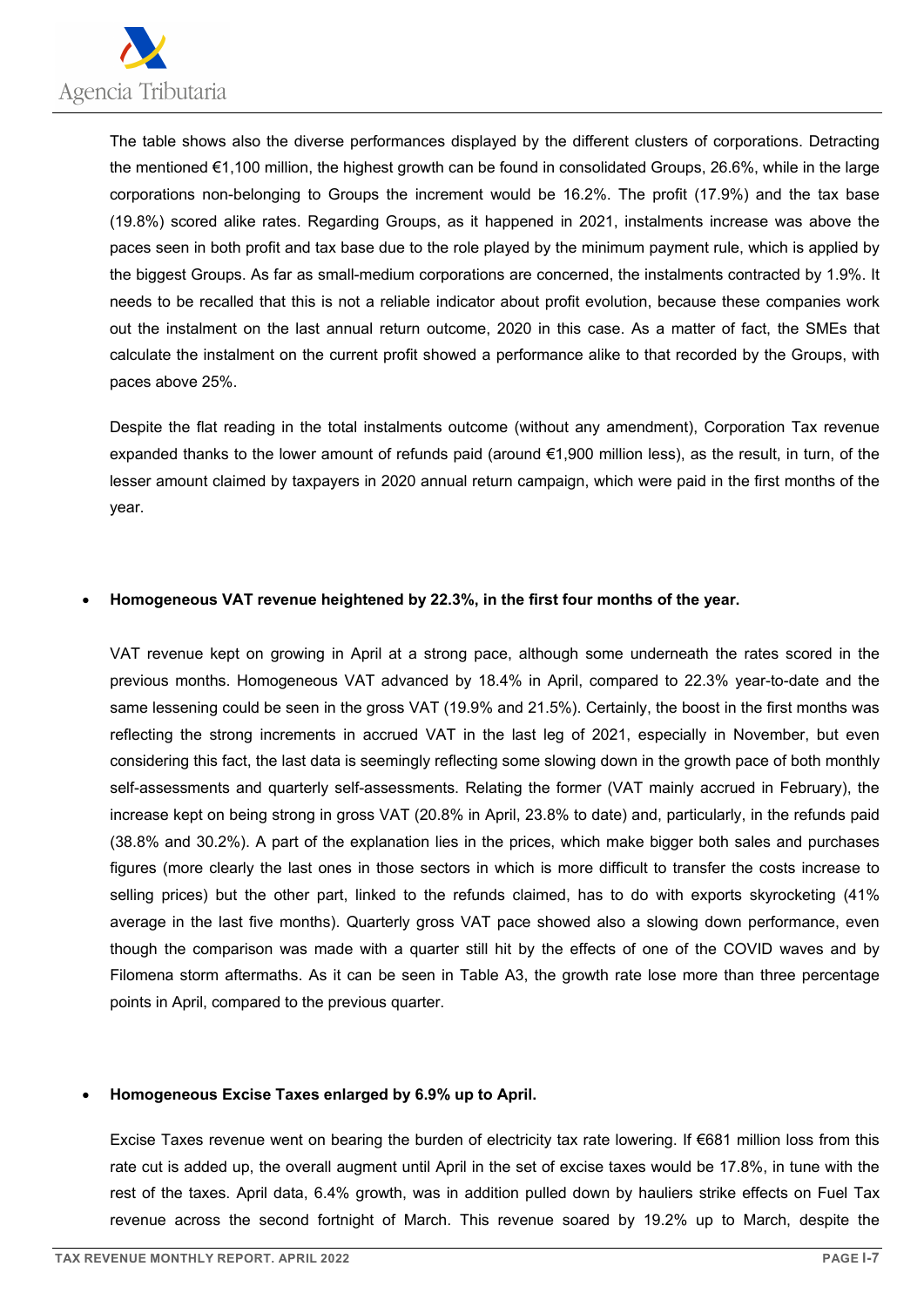The table shows also the diverse performances displayed by the different clusters of corporations. Detracting the mentioned €1,100 million, the highest growth can be found in consolidated Groups, 26.6%, while in the large corporations non-belonging to Groups the increment would be 16.2%. The profit (17.9%) and the tax base (19.8%) scored alike rates. Regarding Groups, as it happened in 2021, instalments increase was above the paces seen in both profit and tax base due to the role played by the minimum payment rule, which is applied by the biggest Groups. As far as small-medium corporations are concerned, the instalments contracted by 1.9%. It needs to be recalled that this is not a reliable indicator about profit evolution, because these companies work out the instalment on the last annual return outcome, 2020 in this case. As a matter of fact, the SMEs that calculate the instalment on the current profit showed a performance alike to that recorded by the Groups, with paces above 25%.

Despite the flat reading in the total instalments outcome (without any amendment), Corporation Tax revenue expanded thanks to the lower amount of refunds paid (around €1,900 million less), as the result, in turn, of the lesser amount claimed by taxpayers in 2020 annual return campaign, which were paid in the first months of the year.

- **Homogeneous VAT revenue heightened by 22.3%, in the first four months of the year.**

  VAT revenue kept on growing in April at a strong pace, although some underneath the rates scored in the previous months. Homogeneous VAT advanced by 18.4% in April, compared to 22.3% year-to-date and the same lessening could be seen in the gross VAT (19.9% and 21.5%). Certainly, the boost in the first months was reflecting the strong increments in accrued VAT in the last leg of 2021, especially in November, but even considering this fact, the last data is seemingly reflecting some slowing down in the growth pace of both monthly self-assessments and quarterly self-assessments. Relating the former (VAT mainly accrued in February), the increase kept on being strong in gross VAT (20.8% in April, 23.8% to date) and, particularly, in the refunds paid (38.8% and 30.2%). A part of the explanation lies in the prices, which make bigger both sales and purchases figures (more clearly the last ones in those sectors in which is more difficult to transfer the costs increase to selling prices) but the other part, linked to the refunds claimed, has to do with exports skyrocketing (41% average in the last five months). Quarterly gross VAT pace showed also a slowing down performance, even though the comparison was made with a quarter still hit by the effects of one of the COVID waves and by Filomena storm aftermaths. As it can be seen in Table A3, the growth rate lose more than three percentage points in April, compared to the previous quarter.

- **Homogeneous Excise Taxes enlarged by 6.9% up to April.**

  Excise Taxes revenue went on bearing the burden of electricity tax rate lowering. If €681 million loss from this rate cut is added up, the overall augment until April in the set of excise taxes would be 17.8%, in tune with the rest of the taxes. April data, 6.4% growth, was in addition pulled down by hauliers strike effects on Fuel Tax revenue across the second fortnight of March. This revenue soared by 19.2% up to March, despite the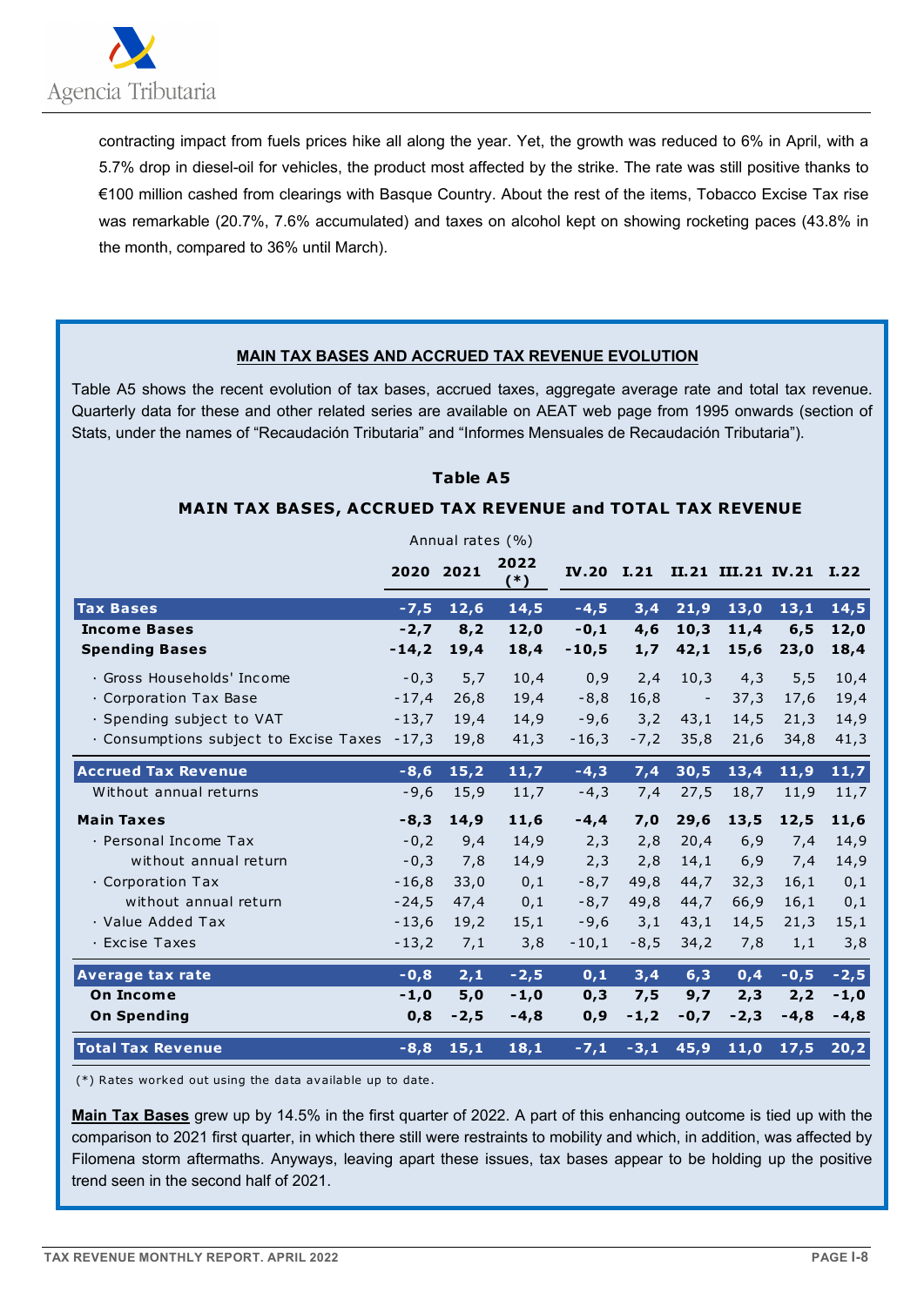contracting impact from fuels prices hike all along the year. Yet, the growth was reduced to 6% in April, with a 5.7% drop in diesel-oil for vehicles, the product most affected by the strike. The rate was still positive thanks to €100 million cashed from clearings with Basque Country. About the rest of the items, Tobacco Excise Tax rise was remarkable (20.7%, 7.6% accumulated) and taxes on alcohol kept on showing rocketing paces (43.8% in the month, compared to 36% until March).

## MAIN TAX BASES AND ACCRUED TAX REVENUE EVOLUTION

Table A5 shows the recent evolution of tax bases, accrued taxes, aggregate average rate and total tax revenue. Quarterly data for these and other related series are available on AEAT web page from 1995 onwards (section of Stats, under the names of "Recaudación Tributaria" and "Informes Mensuales de Recaudación Tributaria").

### Table A5

### MAIN TAX BASES, ACCRUED TAX REVENUE and TOTAL TAX REVENUE

Annual rates (%)

| | 2020 | 2021 | 2022 (*) | IV.20 | I.21 | II.21 | III.21 | IV.21 | I.22 |
|---|---|---|---|---|---|---|---|---|---|
| **Tax Bases** | **-7,5** | **12,6** | **14,5** | **-4,5** | **3,4** | **21,9** | **13,0** | **13,1** | **14,5** |
| **Income Bases** | **-2,7** | **8,2** | **12,0** | **-0,1** | **4,6** | **10,3** | **11,4** | **6,5** | **12,0** |
| **Spending Bases** | **-14,2** | **19,4** | **18,4** | **-10,5** | **1,7** | **42,1** | **15,6** | **23,0** | **18,4** |
| · Gross Households' Income | -0,3 | 5,7 | 10,4 | 0,9 | 2,4 | 10,3 | 4,3 | 5,5 | 10,4 |
| · Corporation Tax Base | -17,4 | 26,8 | 19,4 | -8,8 | 16,8 | - | 37,3 | 17,6 | 19,4 |
| · Spending subject to VAT | -13,7 | 19,4 | 14,9 | -9,6 | 3,2 | 43,1 | 14,5 | 21,3 | 14,9 |
| · Consumptions subject to Excise Taxes | -17,3 | 19,8 | 41,3 | -16,3 | -7,2 | 35,8 | 21,6 | 34,8 | 41,3 |
| **Accrued Tax Revenue** | **-8,6** | **15,2** | **11,7** | **-4,3** | **7,4** | **30,5** | **13,4** | **11,9** | **11,7** |
| Without annual returns | -9,6 | 15,9 | 11,7 | -4,3 | 7,4 | 27,5 | 18,7 | 11,9 | 11,7 |
| **Main Taxes** | **-8,3** | **14,9** | **11,6** | **-4,4** | **7,0** | **29,6** | **13,5** | **12,5** | **11,6** |
| · Personal Income Tax | -0,2 | 9,4 | 14,9 | 2,3 | 2,8 | 20,4 | 6,9 | 7,4 | 14,9 |
| without annual return | -0,3 | 7,8 | 14,9 | 2,3 | 2,8 | 14,1 | 6,9 | 7,4 | 14,9 |
| · Corporation Tax | -16,8 | 33,0 | 0,1 | -8,7 | 49,8 | 44,7 | 32,3 | 16,1 | 0,1 |
| without annual return | -24,5 | 47,4 | 0,1 | -8,7 | 49,8 | 44,7 | 66,9 | 16,1 | 0,1 |
| · Value Added Tax | -13,6 | 19,2 | 15,1 | -9,6 | 3,1 | 43,1 | 14,5 | 21,3 | 15,1 |
| · Excise Taxes | -13,2 | 7,1 | 3,8 | -10,1 | -8,5 | 34,2 | 7,8 | 1,1 | 3,8 |
| **Average tax rate** | **-0,8** | **2,1** | **-2,5** | **0,1** | **3,4** | **6,3** | **0,4** | **-0,5** | **-2,5** |
| **On Income** | **-1,0** | **5,0** | **-1,0** | **0,3** | **7,5** | **9,7** | **2,3** | **2,2** | **-1,0** |
| **On Spending** | **0,8** | **-2,5** | **-4,8** | **0,9** | **-1,2** | **-0,7** | **-2,3** | **-4,8** | **-4,8** |
| **Total Tax Revenue** | **-8,8** | **15,1** | **18,1** | **-7,1** | **-3,1** | **45,9** | **11,0** | **17,5** | **20,2** |

(*) Rates worked out using the data available up to date.

**Main Tax Bases** grew up by 14.5% in the first quarter of 2022. A part of this enhancing outcome is tied up with the comparison to 2021 first quarter, in which there still were restraints to mobility and which, in addition, was affected by Filomena storm aftermaths. Anyways, leaving apart these issues, tax bases appear to be holding up the positive trend seen in the second half of 2021.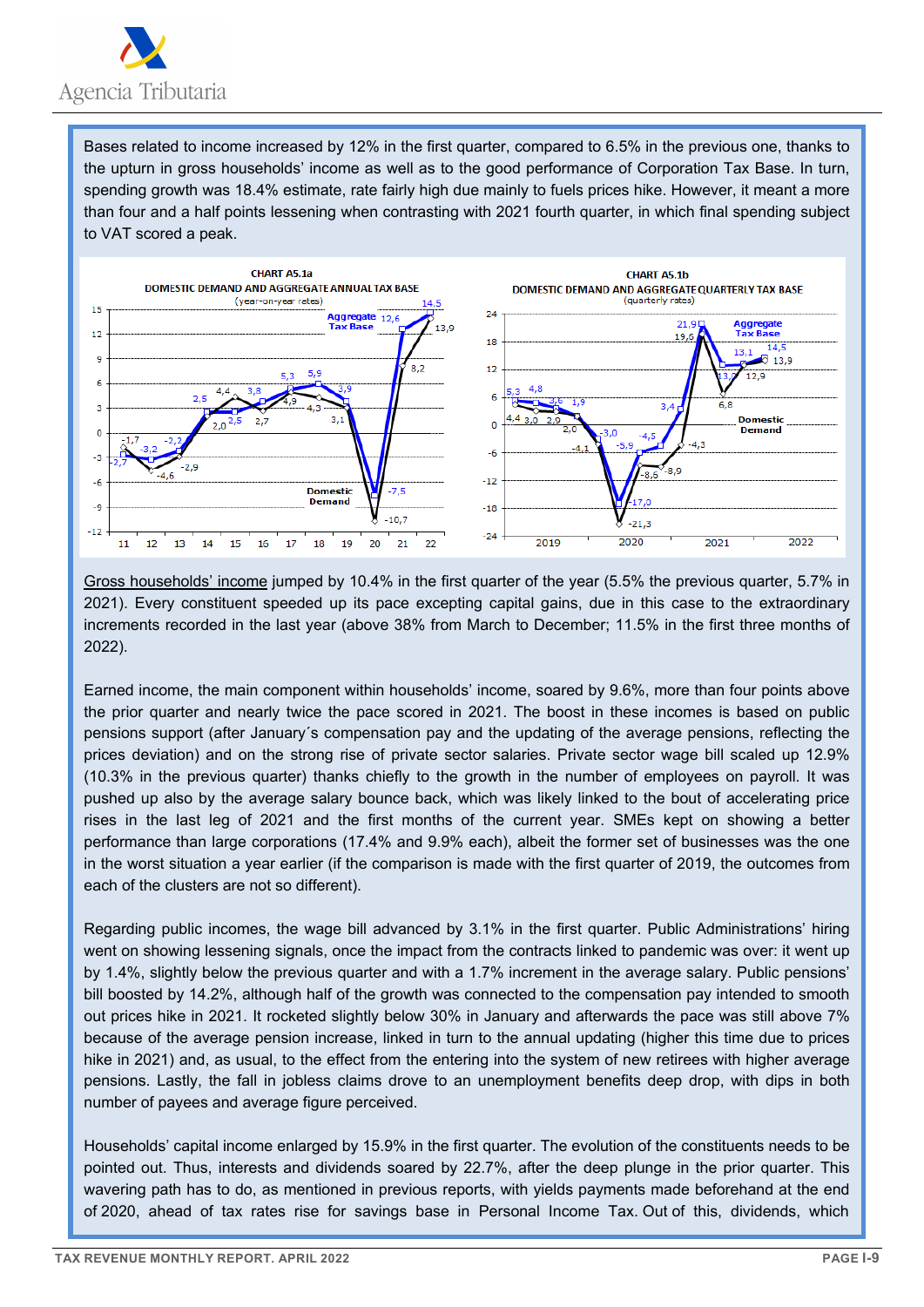Bases related to income increased by 12% in the first quarter, compared to 6.5% in the previous one, thanks to the upturn in gross households' income as well as to the good performance of Corporation Tax Base. In turn, spending growth was 18.4% estimate, rate fairly high due mainly to fuels prices hike. However, it meant a more than four and a half points lessening when contrasting with 2021 fourth quarter, in which final spending subject to VAT scored a peak.

**CHART A5.1a**
**DOMESTIC DEMAND AND AGGREGATE ANNUAL TAX BASE**
(year-on-year rates)

**CHART A5.1b**
**DOMESTIC DEMAND AND AGGREGATE QUARTERLY TAX BASE**
(quarterly rates)

Gross households' income jumped by 10.4% in the first quarter of the year (5.5% the previous quarter, 5.7% in 2021). Every constituent speeded up its pace excepting capital gains, due in this case to the extraordinary increments recorded in the last year (above 38% from March to December; 11.5% in the first three months of 2022).

Earned income, the main component within households' income, soared by 9.6%, more than four points above the prior quarter and nearly twice the pace scored in 2021. The boost in these incomes is based on public pensions support (after January´s compensation pay and the updating of the average pensions, reflecting the prices deviation) and on the strong rise of private sector salaries. Private sector wage bill scaled up 12.9% (10.3% in the previous quarter) thanks chiefly to the growth in the number of employees on payroll. It was pushed up also by the average salary bounce back, which was likely linked to the bout of accelerating price rises in the last leg of 2021 and the first months of the current year. SMEs kept on showing a better performance than large corporations (17.4% and 9.9% each), albeit the former set of businesses was the one in the worst situation a year earlier (if the comparison is made with the first quarter of 2019, the outcomes from each of the clusters are not so different).

Regarding public incomes, the wage bill advanced by 3.1% in the first quarter. Public Administrations' hiring went on showing lessening signals, once the impact from the contracts linked to pandemic was over: it went up by 1.4%, slightly below the previous quarter and with a 1.7% increment in the average salary. Public pensions' bill boosted by 14.2%, although half of the growth was connected to the compensation pay intended to smooth out prices hike in 2021. It rocketed slightly below 30% in January and afterwards the pace was still above 7% because of the average pension increase, linked in turn to the annual updating (higher this time due to prices hike in 2021) and, as usual, to the effect from the entering into the system of new retirees with higher average pensions. Lastly, the fall in jobless claims drove to an unemployment benefits deep drop, with dips in both number of payees and average figure perceived.

Households' capital income enlarged by 15.9% in the first quarter. The evolution of the constituents needs to be pointed out. Thus, interests and dividends soared by 22.7%, after the deep plunge in the prior quarter. This wavering path has to do, as mentioned in previous reports, with yields payments made beforehand at the end of 2020, ahead of tax rates rise for savings base in Personal Income Tax. Out of this, dividends, which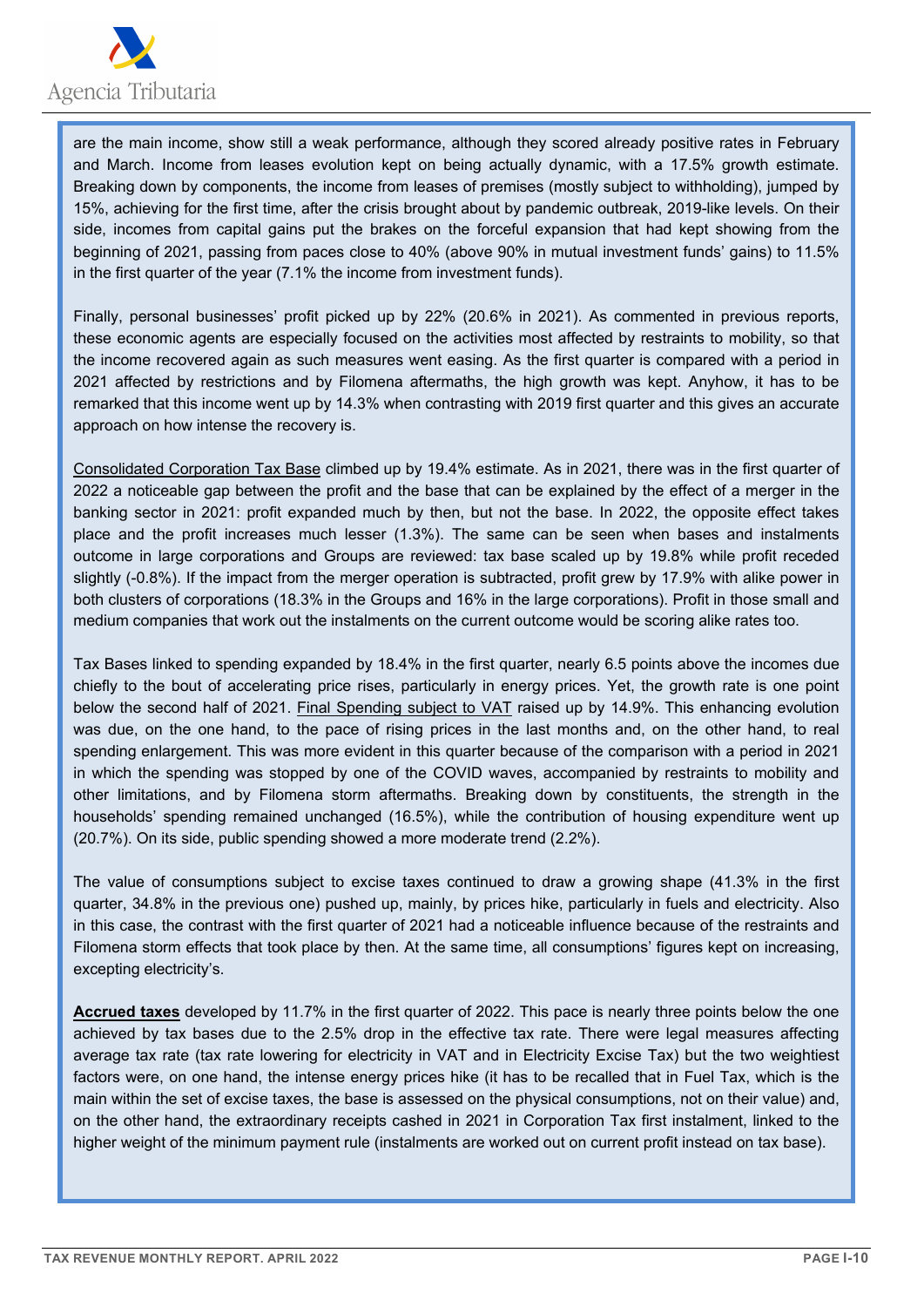are the main income, show still a weak performance, although they scored already positive rates in February and March. Income from leases evolution kept on being actually dynamic, with a 17.5% growth estimate. Breaking down by components, the income from leases of premises (mostly subject to withholding), jumped by 15%, achieving for the first time, after the crisis brought about by pandemic outbreak, 2019-like levels. On their side, incomes from capital gains put the brakes on the forceful expansion that had kept showing from the beginning of 2021, passing from paces close to 40% (above 90% in mutual investment funds' gains) to 11.5% in the first quarter of the year (7.1% the income from investment funds).

Finally, personal businesses' profit picked up by 22% (20.6% in 2021). As commented in previous reports, these economic agents are especially focused on the activities most affected by restraints to mobility, so that the income recovered again as such measures went easing. As the first quarter is compared with a period in 2021 affected by restrictions and by Filomena aftermaths, the high growth was kept. Anyhow, it has to be remarked that this income went up by 14.3% when contrasting with 2019 first quarter and this gives an accurate approach on how intense the recovery is.

Consolidated Corporation Tax Base climbed up by 19.4% estimate. As in 2021, there was in the first quarter of 2022 a noticeable gap between the profit and the base that can be explained by the effect of a merger in the banking sector in 2021: profit expanded much by then, but not the base. In 2022, the opposite effect takes place and the profit increases much lesser (1.3%). The same can be seen when bases and instalments outcome in large corporations and Groups are reviewed: tax base scaled up by 19.8% while profit receded slightly (-0.8%). If the impact from the merger operation is subtracted, profit grew by 17.9% with alike power in both clusters of corporations (18.3% in the Groups and 16% in the large corporations). Profit in those small and medium companies that work out the instalments on the current outcome would be scoring alike rates too.

Tax Bases linked to spending expanded by 18.4% in the first quarter, nearly 6.5 points above the incomes due chiefly to the bout of accelerating price rises, particularly in energy prices. Yet, the growth rate is one point below the second half of 2021. Final Spending subject to VAT raised up by 14.9%. This enhancing evolution was due, on the one hand, to the pace of rising prices in the last months and, on the other hand, to real spending enlargement. This was more evident in this quarter because of the comparison with a period in 2021 in which the spending was stopped by one of the COVID waves, accompanied by restraints to mobility and other limitations, and by Filomena storm aftermaths. Breaking down by constituents, the strength in the households' spending remained unchanged (16.5%), while the contribution of housing expenditure went up (20.7%). On its side, public spending showed a more moderate trend (2.2%).

The value of consumptions subject to excise taxes continued to draw a growing shape (41.3% in the first quarter, 34.8% in the previous one) pushed up, mainly, by prices hike, particularly in fuels and electricity. Also in this case, the contrast with the first quarter of 2021 had a noticeable influence because of the restraints and Filomena storm effects that took place by then. At the same time, all consumptions' figures kept on increasing, excepting electricity's.

**Accrued taxes** developed by 11.7% in the first quarter of 2022. This pace is nearly three points below the one achieved by tax bases due to the 2.5% drop in the effective tax rate. There were legal measures affecting average tax rate (tax rate lowering for electricity in VAT and in Electricity Excise Tax) but the two weightiest factors were, on one hand, the intense energy prices hike (it has to be recalled that in Fuel Tax, which is the main within the set of excise taxes, the base is assessed on the physical consumptions, not on their value) and, on the other hand, the extraordinary receipts cashed in 2021 in Corporation Tax first instalment, linked to the higher weight of the minimum payment rule (instalments are worked out on current profit instead on tax base).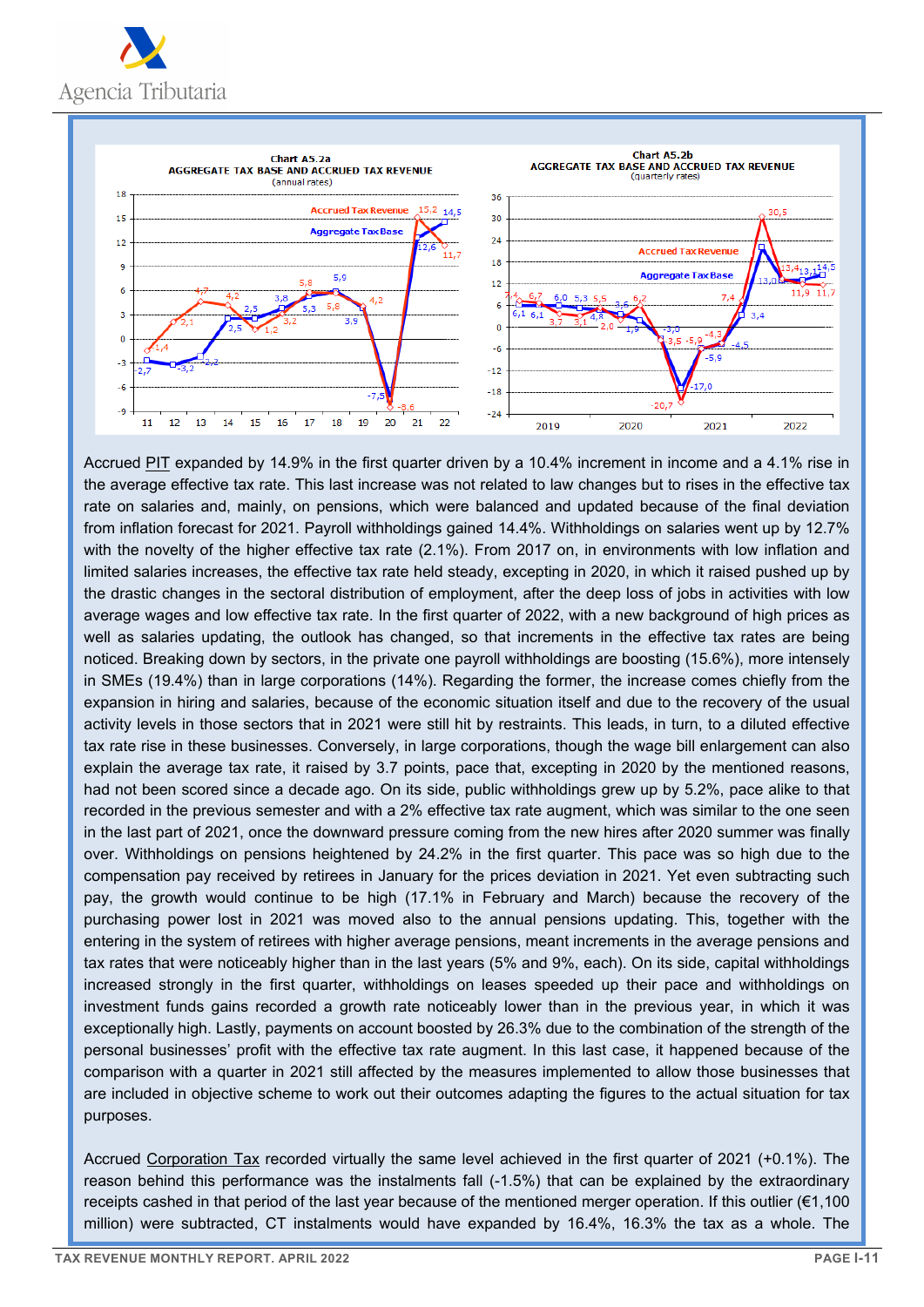Chart A5.2a
AGGREGATE TAX BASE AND ACCRUED TAX REVENUE
(annual rates)

Chart A5.2b
AGGREGATE TAX BASE AND ACCRUED TAX REVENUE
(quarterly rates)

Accrued PIT expanded by 14.9% in the first quarter driven by a 10.4% increment in income and a 4.1% rise in the average effective tax rate. This last increase was not related to law changes but to rises in the effective tax rate on salaries and, mainly, on pensions, which were balanced and updated because of the final deviation from inflation forecast for 2021. Payroll withholdings gained 14.4%. Withholdings on salaries went up by 12.7% with the novelty of the higher effective tax rate (2.1%). From 2017 on, in environments with low inflation and limited salaries increases, the effective tax rate held steady, excepting in 2020, in which it raised pushed up by the drastic changes in the sectoral distribution of employment, after the deep loss of jobs in activities with low average wages and low effective tax rate. In the first quarter of 2022, with a new background of high prices as well as salaries updating, the outlook has changed, so that increments in the effective tax rates are being noticed. Breaking down by sectors, in the private one payroll withholdings are boosting (15.6%), more intensely in SMEs (19.4%) than in large corporations (14%). Regarding the former, the increase comes chiefly from the expansion in hiring and salaries, because of the economic situation itself and due to the recovery of the usual activity levels in those sectors that in 2021 were still hit by restraints. This leads, in turn, to a diluted effective tax rate rise in these businesses. Conversely, in large corporations, though the wage bill enlargement can also explain the average tax rate, it raised by 3.7 points, pace that, excepting in 2020 by the mentioned reasons, had not been scored since a decade ago. On its side, public withholdings grew up by 5.2%, pace alike to that recorded in the previous semester and with a 2% effective tax rate augment, which was similar to the one seen in the last part of 2021, once the downward pressure coming from the new hires after 2020 summer was finally over. Withholdings on pensions heightened by 24.2% in the first quarter. This pace was so high due to the compensation pay received by retirees in January for the prices deviation in 2021. Yet even subtracting such pay, the growth would continue to be high (17.1% in February and March) because the recovery of the purchasing power lost in 2021 was moved also to the annual pensions updating. This, together with the entering in the system of retirees with higher average pensions, meant increments in the average pensions and tax rates that were noticeably higher than in the last years (5% and 9%, each). On its side, capital withholdings increased strongly in the first quarter, withholdings on leases speeded up their pace and withholdings on investment funds gains recorded a growth rate noticeably lower than in the previous year, in which it was exceptionally high. Lastly, payments on account boosted by 26.3% due to the combination of the strength of the personal businesses' profit with the effective tax rate augment. In this last case, it happened because of the comparison with a quarter in 2021 still affected by the measures implemented to allow those businesses that are included in objective scheme to work out their outcomes adapting the figures to the actual situation for tax purposes.

Accrued Corporation Tax recorded virtually the same level achieved in the first quarter of 2021 (+0.1%). The reason behind this performance was the instalments fall (-1.5%) that can be explained by the extraordinary receipts cashed in that period of the last year because of the mentioned merger operation. If this outlier (€1,100 million) were subtracted, CT instalments would have expanded by 16.4%, 16.3% the tax as a whole. The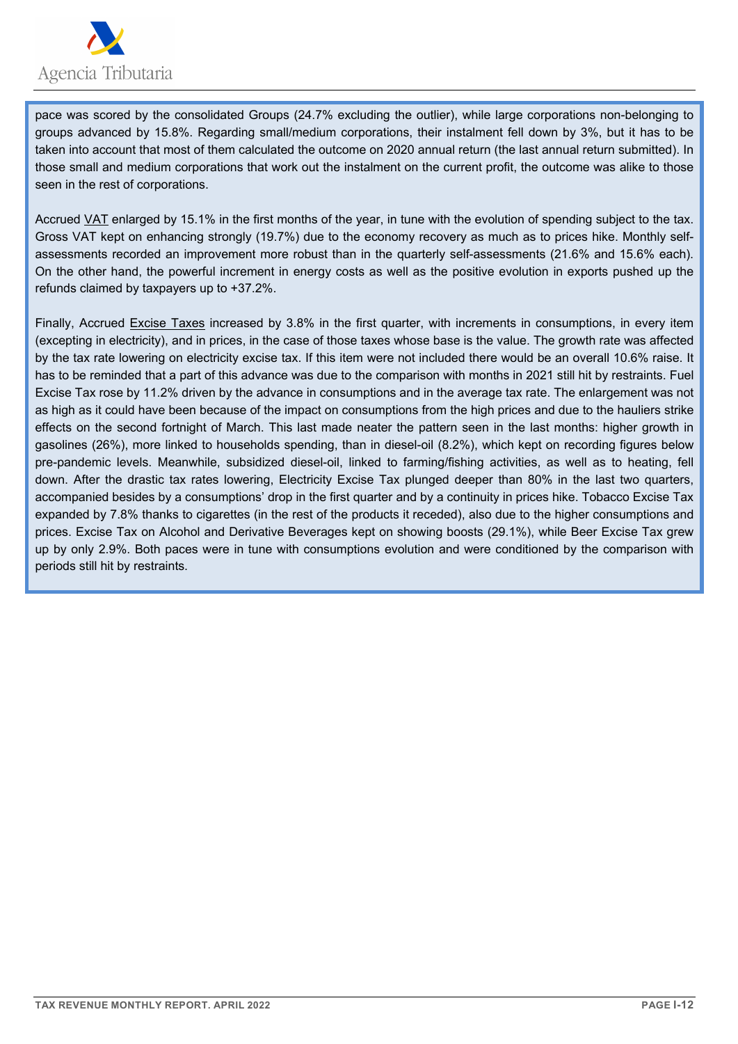pace was scored by the consolidated Groups (24.7% excluding the outlier), while large corporations non-belonging to groups advanced by 15.8%. Regarding small/medium corporations, their instalment fell down by 3%, but it has to be taken into account that most of them calculated the outcome on 2020 annual return (the last annual return submitted). In those small and medium corporations that work out the instalment on the current profit, the outcome was alike to those seen in the rest of corporations.

Accrued VAT enlarged by 15.1% in the first months of the year, in tune with the evolution of spending subject to the tax. Gross VAT kept on enhancing strongly (19.7%) due to the economy recovery as much as to prices hike. Monthly self-assessments recorded an improvement more robust than in the quarterly self-assessments (21.6% and 15.6% each). On the other hand, the powerful increment in energy costs as well as the positive evolution in exports pushed up the refunds claimed by taxpayers up to +37.2%.

Finally, Accrued Excise Taxes increased by 3.8% in the first quarter, with increments in consumptions, in every item (excepting in electricity), and in prices, in the case of those taxes whose base is the value. The growth rate was affected by the tax rate lowering on electricity excise tax. If this item were not included there would be an overall 10.6% raise. It has to be reminded that a part of this advance was due to the comparison with months in 2021 still hit by restraints. Fuel Excise Tax rose by 11.2% driven by the advance in consumptions and in the average tax rate. The enlargement was not as high as it could have been because of the impact on consumptions from the high prices and due to the hauliers strike effects on the second fortnight of March. This last made neater the pattern seen in the last months: higher growth in gasolines (26%), more linked to households spending, than in diesel-oil (8.2%), which kept on recording figures below pre-pandemic levels. Meanwhile, subsidized diesel-oil, linked to farming/fishing activities, as well as to heating, fell down. After the drastic tax rates lowering, Electricity Excise Tax plunged deeper than 80% in the last two quarters, accompanied besides by a consumptions' drop in the first quarter and by a continuity in prices hike. Tobacco Excise Tax expanded by 7.8% thanks to cigarettes (in the rest of the products it receded), also due to the higher consumptions and prices. Excise Tax on Alcohol and Derivative Beverages kept on showing boosts (29.1%), while Beer Excise Tax grew up by only 2.9%. Both paces were in tune with consumptions evolution and were conditioned by the comparison with periods still hit by restraints.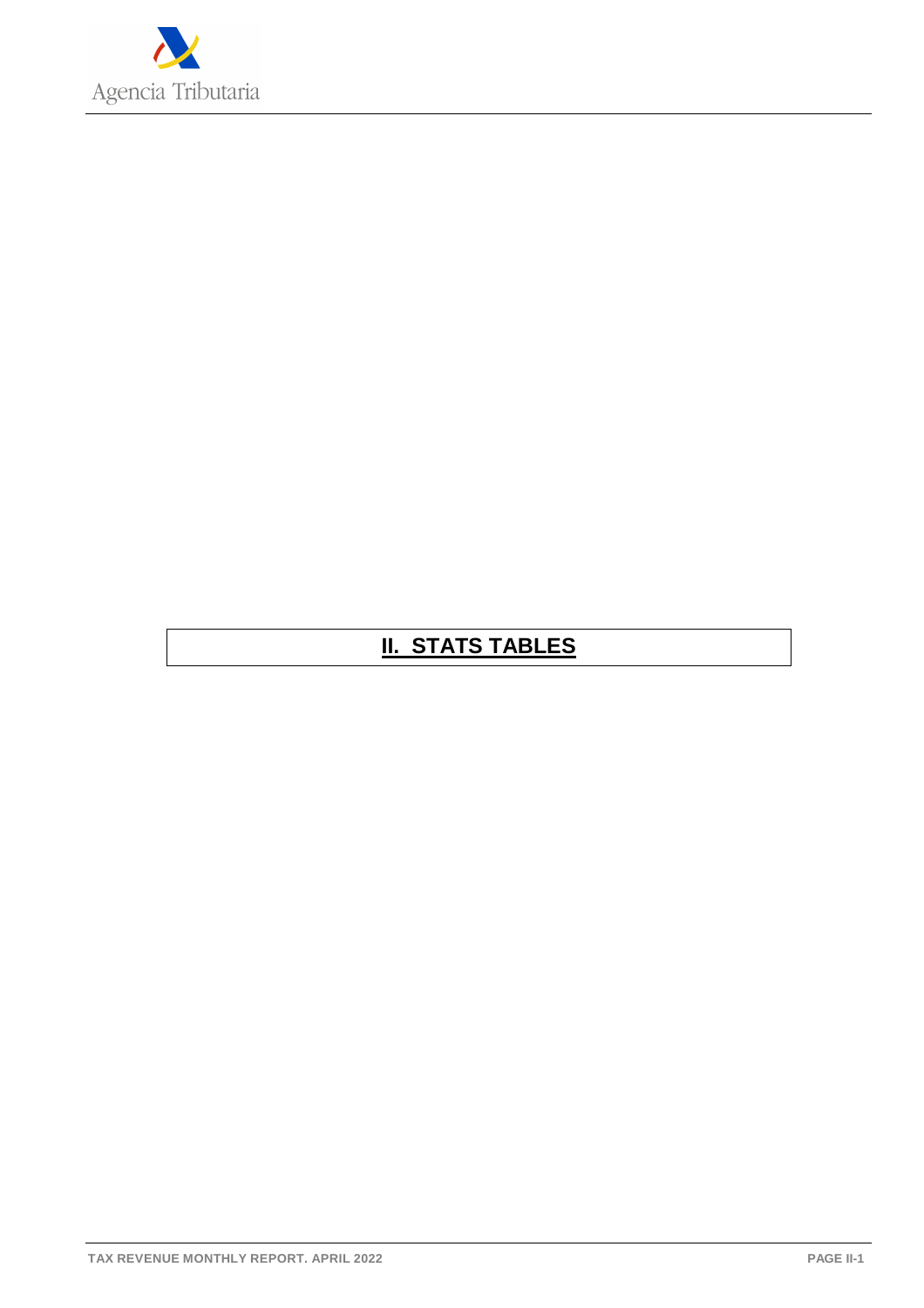# II. STATS TABLES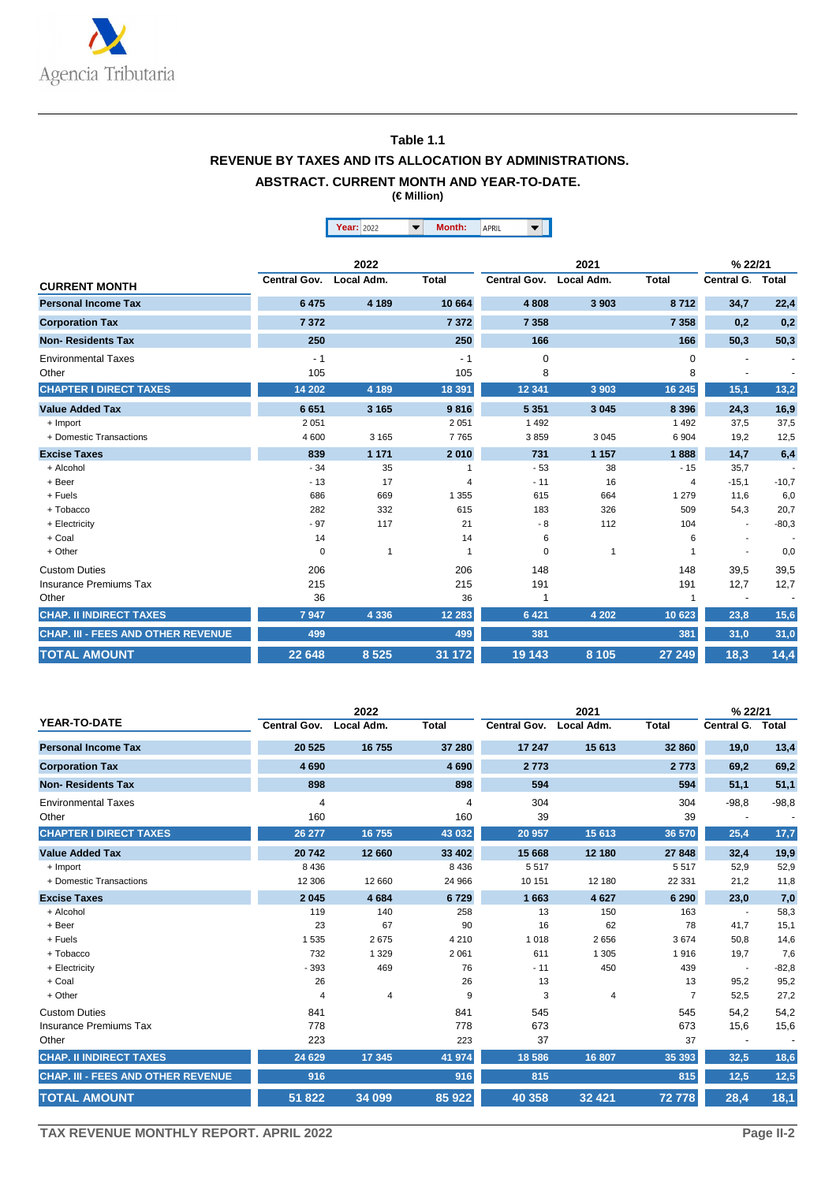Agencia Tributaria

**Table 1.1**

**REVENUE BY TAXES AND ITS ALLOCATION BY ADMINISTRATIONS.**

**ABSTRACT. CURRENT MONTH AND YEAR-TO-DATE.**

**(€ Million)**

Year: 2022 Month: APRIL

| CURRENT MONTH | 2022 | | | 2021 | | | % 22/21 | |
|---|---|---|---|---|---|---|---|---|
| | Central Gov. | Local Adm. | Total | Central Gov. | Local Adm. | Total | Central G. | Total |
| **Personal Income Tax** | 6 475 | 4 189 | 10 664 | 4 808 | 3 903 | 8 712 | 34,7 | 22,4 |
| **Corporation Tax** | 7 372 | | 7 372 | 7 358 | | 7 358 | 0,2 | 0,2 |
| **Non- Residents Tax** | 250 | | 250 | 166 | | 166 | 50,3 | 50,3 |
| Environmental Taxes | - 1 | | - 1 | 0 | | 0 | - | - |
| Other | 105 | | 105 | 8 | | 8 | - | - |
| **CHAPTER I DIRECT TAXES** | 14 202 | 4 189 | 18 391 | 12 341 | 3 903 | 16 245 | 15,1 | 13,2 |
| **Value Added Tax** | 6 651 | 3 165 | 9 816 | 5 351 | 3 045 | 8 396 | 24,3 | 16,9 |
| + Import | 2 051 | | 2 051 | 1 492 | | 1 492 | 37,5 | 37,5 |
| + Domestic Transactions | 4 600 | 3 165 | 7 765 | 3 859 | 3 045 | 6 904 | 19,2 | 12,5 |
| **Excise Taxes** | 839 | 1 171 | 2 010 | 731 | 1 157 | 1 888 | 14,7 | 6,4 |
| + Alcohol | - 34 | 35 | 1 | - 53 | 38 | - 15 | 35,7 | - |
| + Beer | - 13 | 17 | 4 | - 11 | 16 | 4 | -15,1 | -10,7 |
| + Fuels | 686 | 669 | 1 355 | 615 | 664 | 1 279 | 11,6 | 6,0 |
| + Tobacco | 282 | 332 | 615 | 183 | 326 | 509 | 54,3 | 20,7 |
| + Electricity | - 97 | 117 | 21 | - 8 | 112 | 104 | - | -80,3 |
| + Coal | 14 | | 14 | 6 | | 6 | - | - |
| + Other | 0 | 1 | 1 | 0 | 1 | 1 | - | 0,0 |
| Custom Duties | 206 | | 206 | 148 | | 148 | 39,5 | 39,5 |
| Insurance Premiums Tax | 215 | | 215 | 191 | | 191 | 12,7 | 12,7 |
| Other | 36 | | 36 | 1 | | 1 | - | - |
| **CHAP. II INDIRECT TAXES** | 7 947 | 4 336 | 12 283 | 6 421 | 4 202 | 10 623 | 23,8 | 15,6 |
| **CHAP. III - FEES AND OTHER REVENUE** | 499 | | 499 | 381 | | 381 | 31,0 | 31,0 |
| **TOTAL AMOUNT** | 22 648 | 8 525 | 31 172 | 19 143 | 8 105 | 27 249 | 18,3 | 14,4 |

| YEAR-TO-DATE | 2022 | | | 2021 | | | % 22/21 | |
|---|---|---|---|---|---|---|---|---|
| | Central Gov. | Local Adm. | Total | Central Gov. | Local Adm. | Total | Central G. | Total |
| **Personal Income Tax** | 20 525 | 16 755 | 37 280 | 17 247 | 15 613 | 32 860 | 19,0 | 13,4 |
| **Corporation Tax** | 4 690 | | 4 690 | 2 773 | | 2 773 | 69,2 | 69,2 |
| **Non- Residents Tax** | 898 | | 898 | 594 | | 594 | 51,1 | 51,1 |
| Environmental Taxes | 4 | | 4 | 304 | | 304 | -98,8 | -98,8 |
| Other | 160 | | 160 | 39 | | 39 | - | - |
| **CHAPTER I DIRECT TAXES** | 26 277 | 16 755 | 43 032 | 20 957 | 15 613 | 36 570 | 25,4 | 17,7 |
| **Value Added Tax** | 20 742 | 12 660 | 33 402 | 15 668 | 12 180 | 27 848 | 32,4 | 19,9 |
| + Import | 8 436 | | 8 436 | 5 517 | | 5 517 | 52,9 | 52,9 |
| + Domestic Transactions | 12 306 | 12 660 | 24 966 | 10 151 | 12 180 | 22 331 | 21,2 | 11,8 |
| **Excise Taxes** | 2 045 | 4 684 | 6 729 | 1 663 | 4 627 | 6 290 | 23,0 | 7,0 |
| + Alcohol | 119 | 140 | 258 | 13 | 150 | 163 | - | 58,3 |
| + Beer | 23 | 67 | 90 | 16 | 62 | 78 | 41,7 | 15,1 |
| + Fuels | 1 535 | 2 675 | 4 210 | 1 018 | 2 656 | 3 674 | 50,8 | 14,6 |
| + Tobacco | 732 | 1 329 | 2 061 | 611 | 1 305 | 1 916 | 19,7 | 7,6 |
| + Electricity | - 393 | 469 | 76 | - 11 | 450 | 439 | - | -82,8 |
| + Coal | 26 | | 26 | 13 | | 13 | 95,2 | 95,2 |
| + Other | 4 | 4 | 9 | 3 | 4 | 7 | 52,5 | 27,2 |
| Custom Duties | 841 | | 841 | 545 | | 545 | 54,2 | 54,2 |
| Insurance Premiums Tax | 778 | | 778 | 673 | | 673 | 15,6 | 15,6 |
| Other | 223 | | 223 | 37 | | 37 | - | - |
| **CHAP. II INDIRECT TAXES** | 24 629 | 17 345 | 41 974 | 18 586 | 16 807 | 35 393 | 32,5 | 18,6 |
| **CHAP. III - FEES AND OTHER REVENUE** | 916 | | 916 | 815 | | 815 | 12,5 | 12,5 |
| **TOTAL AMOUNT** | 51 822 | 34 099 | 85 922 | 40 358 | 32 421 | 72 778 | 28,4 | 18,1 |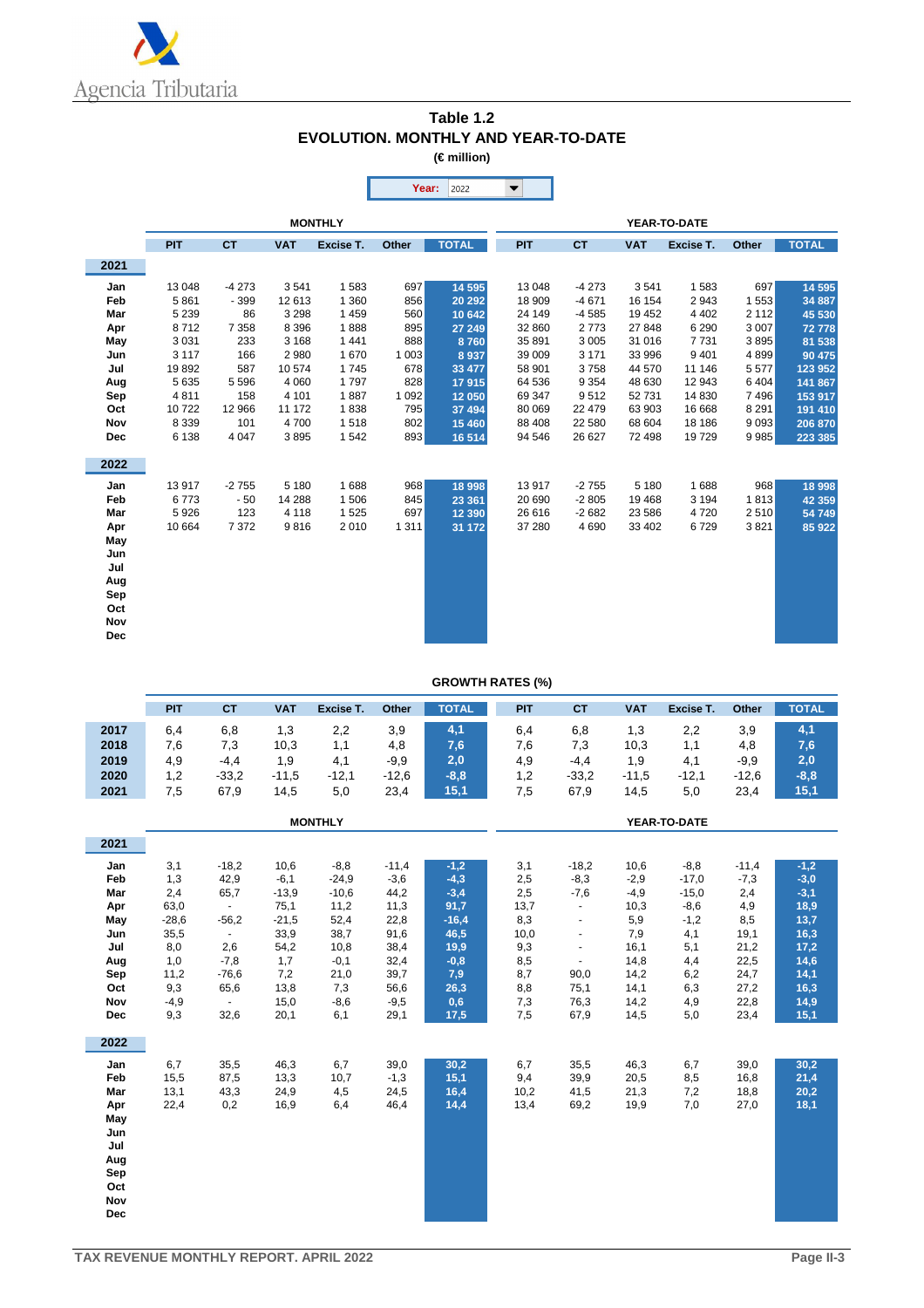Agencia Tributaria

# Table 1.2
## EVOLUTION. MONTHLY AND YEAR-TO-DATE
(€ million)

Year: 2022

| | MONTHLY | | | | | | YEAR-TO-DATE | | | | | |
|---|---|---|---|---|---|---|---|---|---|---|---|---|
| | PIT | CT | VAT | Excise T. | Other | TOTAL | PIT | CT | VAT | Excise T. | Other | TOTAL |
| **2021** | | | | | | | | | | | | |
| Jan | 13 048 | -4 273 | 3 541 | 1 583 | 697 | 14 595 | 13 048 | -4 273 | 3 541 | 1 583 | 697 | 14 595 |
| Feb | 5 861 | - 399 | 12 613 | 1 360 | 856 | 20 292 | 18 909 | -4 671 | 16 154 | 2 943 | 1 553 | 34 887 |
| Mar | 5 239 | 86 | 3 298 | 1 459 | 560 | 10 642 | 24 149 | -4 585 | 19 452 | 4 402 | 2 112 | 45 530 |
| Apr | 8 712 | 7 358 | 8 396 | 1 888 | 895 | 27 249 | 32 860 | 2 773 | 27 848 | 6 290 | 3 007 | 72 778 |
| May | 3 031 | 233 | 3 168 | 1 441 | 888 | 8 760 | 35 891 | 3 005 | 31 016 | 7 731 | 3 895 | 81 538 |
| Jun | 3 117 | 166 | 2 980 | 1 670 | 1 003 | 8 937 | 39 009 | 3 171 | 33 996 | 9 401 | 4 899 | 90 475 |
| Jul | 19 892 | 587 | 10 574 | 1 745 | 678 | 33 477 | 58 901 | 3 758 | 44 570 | 11 146 | 5 577 | 123 952 |
| Aug | 5 635 | 5 596 | 4 060 | 1 797 | 828 | 17 915 | 64 536 | 9 354 | 48 630 | 12 943 | 6 404 | 141 867 |
| Sep | 4 811 | 158 | 4 101 | 1 887 | 1 092 | 12 050 | 69 347 | 9 512 | 52 731 | 14 830 | 7 496 | 153 917 |
| Oct | 10 722 | 12 966 | 11 172 | 1 838 | 795 | 37 494 | 80 069 | 22 479 | 63 903 | 16 668 | 8 291 | 191 410 |
| Nov | 8 339 | 101 | 4 700 | 1 518 | 802 | 15 460 | 88 408 | 22 580 | 68 604 | 18 186 | 9 093 | 206 870 |
| Dec | 6 138 | 4 047 | 3 895 | 1 542 | 893 | 16 514 | 94 546 | 26 627 | 72 498 | 19 729 | 9 985 | 223 385 |
| **2022** | | | | | | | | | | | | |
| Jan | 13 917 | -2 755 | 5 180 | 1 688 | 968 | 18 998 | 13 917 | -2 755 | 5 180 | 1 688 | 968 | 18 998 |
| Feb | 6 773 | - 50 | 14 288 | 1 506 | 845 | 23 361 | 20 690 | -2 805 | 19 468 | 3 194 | 1 813 | 42 359 |
| Mar | 5 926 | 123 | 4 118 | 1 525 | 697 | 12 390 | 26 616 | -2 682 | 23 586 | 4 720 | 2 510 | 54 749 |
| Apr | 10 664 | 7 372 | 9 816 | 2 010 | 1 311 | 31 172 | 37 280 | 4 690 | 33 402 | 6 729 | 3 821 | 85 922 |
| May | | | | | | | | | | | | |
| Jun | | | | | | | | | | | | |
| Jul | | | | | | | | | | | | |
| Aug | | | | | | | | | | | | |
| Sep | | | | | | | | | | | | |
| Oct | | | | | | | | | | | | |
| Nov | | | | | | | | | | | | |
| Dec | | | | | | | | | | | | |

## GROWTH RATES (%)

| | PIT | CT | VAT | Excise T. | Other | TOTAL | PIT | CT | VAT | Excise T. | Other | TOTAL |
|---|---|---|---|---|---|---|---|---|---|---|---|---|
| **2017** | 6,4 | 6,8 | 1,3 | 2,2 | 3,9 | 4,1 | 6,4 | 6,8 | 1,3 | 2,2 | 3,9 | 4,1 |
| **2018** | 7,6 | 7,3 | 10,3 | 1,1 | 4,8 | 7,6 | 7,6 | 7,3 | 10,3 | 1,1 | 4,8 | 7,6 |
| **2019** | 4,9 | -4,4 | 1,9 | 4,1 | -9,9 | 2,0 | 4,9 | -4,4 | 1,9 | 4,1 | -9,9 | 2,0 |
| **2020** | 1,2 | -33,2 | -11,5 | -12,1 | -12,6 | -8,8 | 1,2 | -33,2 | -11,5 | -12,1 | -12,6 | -8,8 |
| **2021** | 7,5 | 67,9 | 14,5 | 5,0 | 23,4 | 15,1 | 7,5 | 67,9 | 14,5 | 5,0 | 23,4 | 15,1 |

| | MONTHLY | | | | | | YEAR-TO-DATE | | | | | |
|---|---|---|---|---|---|---|---|---|---|---|---|---|
| | PIT | CT | VAT | Excise T. | Other | TOTAL | PIT | CT | VAT | Excise T. | Other | TOTAL |
| **2021** | | | | | | | | | | | | |
| Jan | 3,1 | -18,2 | 10,6 | -8,8 | -11,4 | -1,2 | 3,1 | -18,2 | 10,6 | -8,8 | -11,4 | -1,2 |
| Feb | 1,3 | 42,9 | -6,1 | -24,9 | -3,6 | -4,3 | 2,5 | -8,3 | -2,9 | -17,0 | -7,3 | -3,0 |
| Mar | 2,4 | 65,7 | -13,9 | -10,6 | 44,2 | -3,4 | 2,5 | -7,6 | -4,9 | -15,0 | 2,4 | -3,1 |
| Apr | 63,0 | - | 75,1 | 11,2 | 11,3 | 91,7 | 13,7 | - | 10,3 | -8,6 | 4,9 | 18,9 |
| May | -28,6 | -56,2 | -21,5 | 52,4 | 22,8 | -16,4 | 8,3 | - | 5,9 | -1,2 | 8,5 | 13,7 |
| Jun | 35,5 | - | 33,9 | 38,7 | 91,6 | 46,5 | 10,0 | - | 7,9 | 4,1 | 19,1 | 16,3 |
| Jul | 8,0 | 2,6 | 54,2 | 10,8 | 38,4 | 19,9 | 9,3 | - | 16,1 | 5,1 | 21,2 | 17,2 |
| Aug | 1,0 | -7,8 | 1,7 | -0,1 | 32,4 | -0,8 | 8,5 | - | 14,8 | 4,4 | 22,5 | 14,6 |
| Sep | 11,2 | -76,6 | 7,2 | 21,0 | 39,7 | 7,9 | 8,7 | 90,0 | 14,2 | 6,2 | 24,7 | 14,1 |
| Oct | 9,3 | 65,6 | 13,8 | 7,3 | 56,6 | 26,3 | 8,8 | 75,1 | 14,1 | 6,3 | 27,2 | 16,3 |
| Nov | -4,9 | - | 15,0 | -8,6 | -9,5 | 0,6 | 7,3 | 76,3 | 14,2 | 4,9 | 22,8 | 14,9 |
| Dec | 9,3 | 32,6 | 20,1 | 6,1 | 29,1 | 17,5 | 7,5 | 67,9 | 14,5 | 5,0 | 23,4 | 15,1 |
| **2022** | | | | | | | | | | | | |
| Jan | 6,7 | 35,5 | 46,3 | 6,7 | 39,0 | 30,2 | 6,7 | 35,5 | 46,3 | 6,7 | 39,0 | 30,2 |
| Feb | 15,5 | 87,5 | 13,3 | 10,7 | -1,3 | 15,1 | 9,4 | 39,9 | 20,5 | 8,5 | 16,8 | 21,4 |
| Mar | 13,1 | 43,3 | 24,9 | 4,5 | 24,5 | 16,4 | 10,2 | 41,5 | 21,3 | 7,2 | 18,8 | 20,2 |
| Apr | 22,4 | 0,2 | 16,9 | 6,4 | 46,4 | 14,4 | 13,4 | 69,2 | 19,9 | 7,0 | 27,0 | 18,1 |
| May | | | | | | | | | | | | |
| Jun | | | | | | | | | | | | |
| Jul | | | | | | | | | | | | |
| Aug | | | | | | | | | | | | |
| Sep | | | | | | | | | | | | |
| Oct | | | | | | | | | | | | |
| Nov | | | | | | | | | | | | |
| Dec | | | | | | | | | | | | |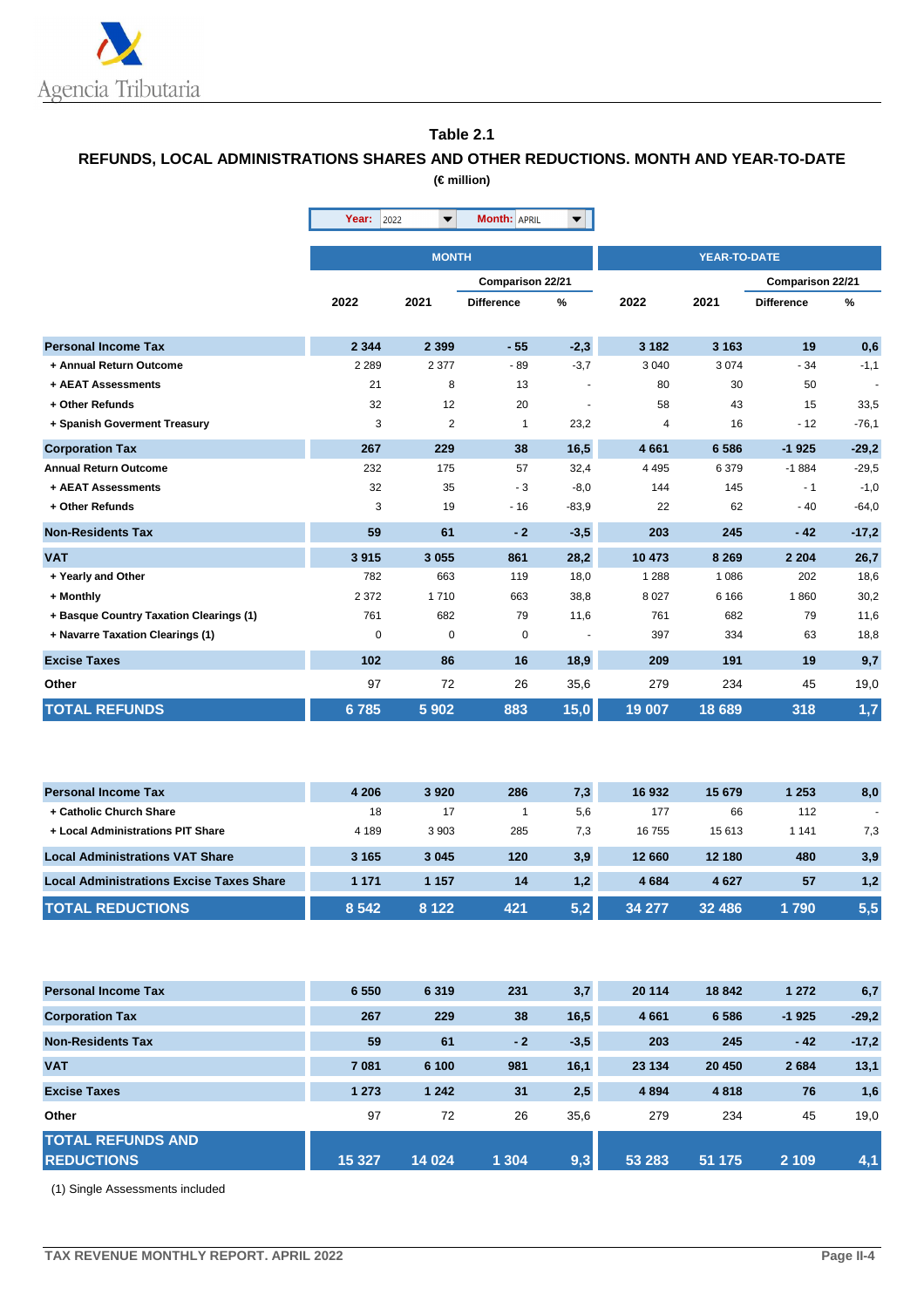## Table 2.1

### REFUNDS, LOCAL ADMINISTRATIONS SHARES AND OTHER REDUCTIONS. MONTH AND YEAR-TO-DATE

**(€ million)**

**Year:** 2022 **Month:** APRIL

| | MONTH | | | | YEAR-TO-DATE | | | |
|---|---|---|---|---|---|---|---|---|
| | | | Comparison 22/21 | | | | Comparison 22/21 | |
| | 2022 | 2021 | Difference | % | 2022 | 2021 | Difference | % |
| **Personal Income Tax** | **2 344** | **2 399** | **- 55** | **-2,3** | **3 182** | **3 163** | **19** | **0,6** |
| + Annual Return Outcome | 2 289 | 2 377 | - 89 | -3,7 | 3 040 | 3 074 | - 34 | -1,1 |
| + AEAT Assessments | 21 | 8 | 13 | - | 80 | 30 | 50 | - |
| + Other Refunds | 32 | 12 | 20 | - | 58 | 43 | 15 | 33,5 |
| + Spanish Goverment Treasury | 3 | 2 | 1 | 23,2 | 4 | 16 | - 12 | -76,1 |
| **Corporation Tax** | **267** | **229** | **38** | **16,5** | **4 661** | **6 586** | **-1 925** | **-29,2** |
| Annual Return Outcome | 232 | 175 | 57 | 32,4 | 4 495 | 6 379 | -1 884 | -29,5 |
| + AEAT Assessments | 32 | 35 | - 3 | -8,0 | 144 | 145 | - 1 | -1,0 |
| + Other Refunds | 3 | 19 | - 16 | -83,9 | 22 | 62 | - 40 | -64,0 |
| **Non-Residents Tax** | **59** | **61** | **- 2** | **-3,5** | **203** | **245** | **- 42** | **-17,2** |
| **VAT** | **3 915** | **3 055** | **861** | **28,2** | **10 473** | **8 269** | **2 204** | **26,7** |
| + Yearly and Other | 782 | 663 | 119 | 18,0 | 1 288 | 1 086 | 202 | 18,6 |
| + Monthly | 2 372 | 1 710 | 663 | 38,8 | 8 027 | 6 166 | 1 860 | 30,2 |
| + Basque Country Taxation Clearings (1) | 761 | 682 | 79 | 11,6 | 761 | 682 | 79 | 11,6 |
| + Navarre Taxation Clearings (1) | 0 | 0 | 0 | - | 397 | 334 | 63 | 18,8 |
| **Excise Taxes** | **102** | **86** | **16** | **18,9** | **209** | **191** | **19** | **9,7** |
| Other | 97 | 72 | 26 | 35,6 | 279 | 234 | 45 | 19,0 |
| **TOTAL REFUNDS** | **6 785** | **5 902** | **883** | **15,0** | **19 007** | **18 689** | **318** | **1,7** |

| | 2022 | 2021 | Difference | % | 2022 | 2021 | Difference | % |
|---|---|---|---|---|---|---|---|---|
| **Personal Income Tax** | **4 206** | **3 920** | **286** | **7,3** | **16 932** | **15 679** | **1 253** | **8,0** |
| + Catholic Church Share | 18 | 17 | 1 | 5,6 | 177 | 66 | 112 | - |
| + Local Administrations PIT Share | 4 189 | 3 903 | 285 | 7,3 | 16 755 | 15 613 | 1 141 | 7,3 |
| **Local Administrations VAT Share** | **3 165** | **3 045** | **120** | **3,9** | **12 660** | **12 180** | **480** | **3,9** |
| **Local Administrations Excise Taxes Share** | **1 171** | **1 157** | **14** | **1,2** | **4 684** | **4 627** | **57** | **1,2** |
| **TOTAL REDUCTIONS** | **8 542** | **8 122** | **421** | **5,2** | **34 277** | **32 486** | **1 790** | **5,5** |

| | 2022 | 2021 | Difference | % | 2022 | 2021 | Difference | % |
|---|---|---|---|---|---|---|---|---|
| **Personal Income Tax** | **6 550** | **6 319** | **231** | **3,7** | **20 114** | **18 842** | **1 272** | **6,7** |
| **Corporation Tax** | **267** | **229** | **38** | **16,5** | **4 661** | **6 586** | **-1 925** | **-29,2** |
| **Non-Residents Tax** | **59** | **61** | **- 2** | **-3,5** | **203** | **245** | **- 42** | **-17,2** |
| **VAT** | **7 081** | **6 100** | **981** | **16,1** | **23 134** | **20 450** | **2 684** | **13,1** |
| **Excise Taxes** | **1 273** | **1 242** | **31** | **2,5** | **4 894** | **4 818** | **76** | **1,6** |
| Other | 97 | 72 | 26 | 35,6 | 279 | 234 | 45 | 19,0 |
| **TOTAL REFUNDS AND REDUCTIONS** | **15 327** | **14 024** | **1 304** | **9,3** | **53 283** | **51 175** | **2 109** | **4,1** |

(1) Single Assessments included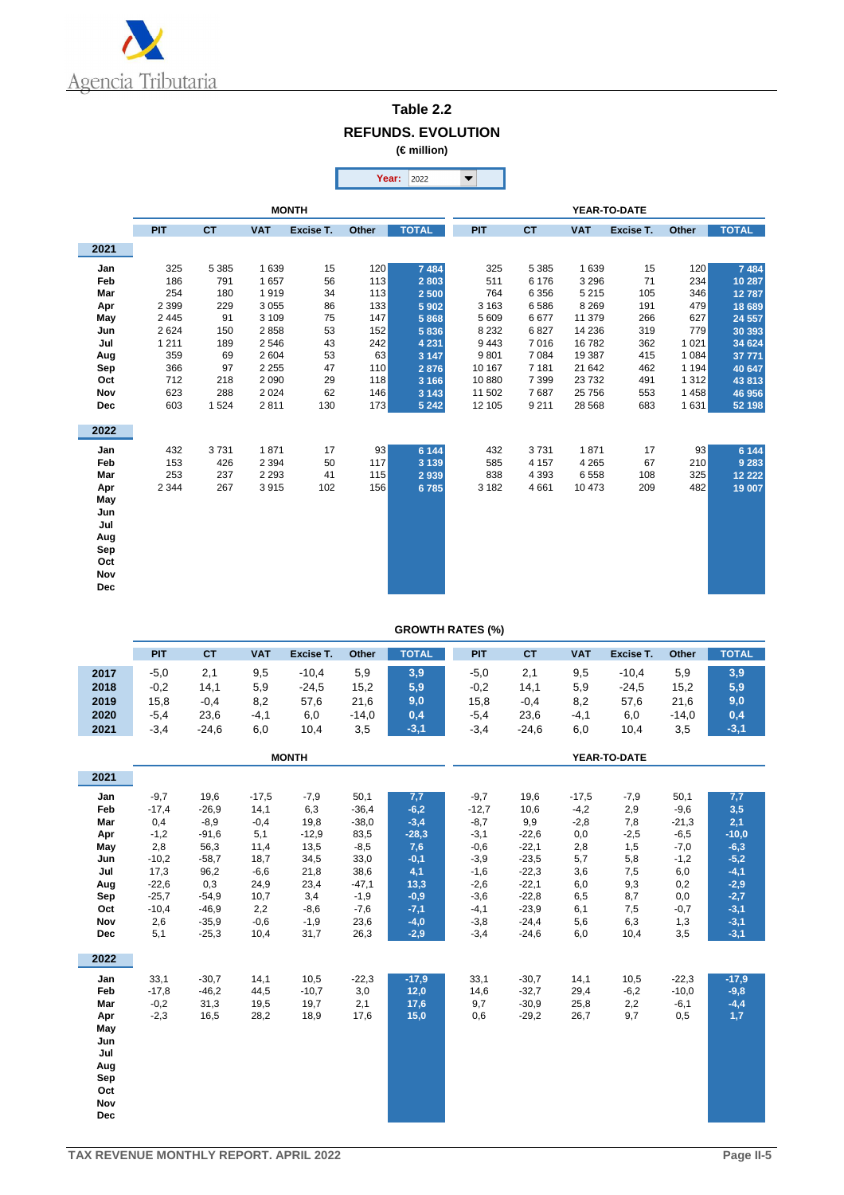Agencia Tributaria

# Table 2.2

## REFUNDS. EVOLUTION

**(€ million)**

Year: 2022

| | MONTH | | | | | | YEAR-TO-DATE | | | | |
|---|---|---|---|---|---|---|---|---|---|---|---|
| | PIT | CT | VAT | Excise T. | Other | TOTAL | PIT | CT | VAT | Excise T. | Other | TOTAL |
| **2021** | | | | | | | | | | | | |
| Jan | 325 | 5 385 | 1 639 | 15 | 120 | 7 484 | 325 | 5 385 | 1 639 | 15 | 120 | 7 484 |
| Feb | 186 | 791 | 1 657 | 56 | 113 | 2 803 | 511 | 6 176 | 3 296 | 71 | 234 | 10 287 |
| Mar | 254 | 180 | 1 919 | 34 | 113 | 2 500 | 764 | 6 356 | 5 215 | 105 | 346 | 12 787 |
| Apr | 2 399 | 229 | 3 055 | 86 | 133 | 5 902 | 3 163 | 6 586 | 8 269 | 191 | 479 | 18 689 |
| May | 2 445 | 91 | 3 109 | 75 | 147 | 5 868 | 5 609 | 6 677 | 11 379 | 266 | 627 | 24 557 |
| Jun | 2 624 | 150 | 2 858 | 53 | 152 | 5 836 | 8 232 | 6 827 | 14 236 | 319 | 779 | 30 393 |
| Jul | 1 211 | 189 | 2 546 | 43 | 242 | 4 231 | 9 443 | 7 016 | 16 782 | 362 | 1 021 | 34 624 |
| Aug | 359 | 69 | 2 604 | 53 | 63 | 3 147 | 9 801 | 7 084 | 19 387 | 415 | 1 084 | 37 771 |
| Sep | 366 | 97 | 2 255 | 47 | 110 | 2 876 | 10 167 | 7 181 | 21 642 | 462 | 1 194 | 40 647 |
| Oct | 712 | 218 | 2 090 | 29 | 118 | 3 166 | 10 880 | 7 399 | 23 732 | 491 | 1 312 | 43 813 |
| Nov | 623 | 288 | 2 024 | 62 | 146 | 3 143 | 11 502 | 7 687 | 25 756 | 553 | 1 458 | 46 956 |
| Dec | 603 | 1 524 | 2 811 | 130 | 173 | 5 242 | 12 105 | 9 211 | 28 568 | 683 | 1 631 | 52 198 |
| **2022** | | | | | | | | | | | | |
| Jan | 432 | 3 731 | 1 871 | 17 | 93 | 6 144 | 432 | 3 731 | 1 871 | 17 | 93 | 6 144 |
| Feb | 153 | 426 | 2 394 | 50 | 117 | 3 139 | 585 | 4 157 | 4 265 | 67 | 210 | 9 283 |
| Mar | 253 | 237 | 2 293 | 41 | 115 | 2 939 | 838 | 4 393 | 6 558 | 108 | 325 | 12 222 |
| Apr | 2 344 | 267 | 3 915 | 102 | 156 | 6 785 | 3 182 | 4 661 | 10 473 | 209 | 482 | 19 007 |
| May | | | | | | | | | | | | |
| Jun | | | | | | | | | | | | |
| Jul | | | | | | | | | | | | |
| Aug | | | | | | | | | | | | |
| Sep | | | | | | | | | | | | |
| Oct | | | | | | | | | | | | |
| Nov | | | | | | | | | | | | |
| Dec | | | | | | | | | | | | |

### GROWTH RATES (%)

| | PIT | CT | VAT | Excise T. | Other | TOTAL | PIT | CT | VAT | Excise T. | Other | TOTAL |
|---|---|---|---|---|---|---|---|---|---|---|---|---|
| **2017** | -5,0 | 2,1 | 9,5 | -10,4 | 5,9 | 3,9 | -5,0 | 2,1 | 9,5 | -10,4 | 5,9 | 3,9 |
| **2018** | -0,2 | 14,1 | 5,9 | -24,5 | 15,2 | 5,9 | -0,2 | 14,1 | 5,9 | -24,5 | 15,2 | 5,9 |
| **2019** | 15,8 | -0,4 | 8,2 | 57,6 | 21,6 | 9,0 | 15,8 | -0,4 | 8,2 | 57,6 | 21,6 | 9,0 |
| **2020** | -5,4 | 23,6 | -4,1 | 6,0 | -14,0 | 0,4 | -5,4 | 23,6 | -4,1 | 6,0 | -14,0 | 0,4 |
| **2021** | -3,4 | -24,6 | 6,0 | 10,4 | 3,5 | -3,1 | -3,4 | -24,6 | 6,0 | 10,4 | 3,5 | -3,1 |

| | MONTH | | | | | | YEAR-TO-DATE | | | | | |
|---|---|---|---|---|---|---|---|---|---|---|---|---|
| | PIT | CT | VAT | Excise T. | Other | TOTAL | PIT | CT | VAT | Excise T. | Other | TOTAL |
| **2021** | | | | | | | | | | | | |
| Jan | -9,7 | 19,6 | -17,5 | -7,9 | 50,1 | 7,7 | -9,7 | 19,6 | -17,5 | -7,9 | 50,1 | 7,7 |
| Feb | -17,4 | -26,9 | 14,1 | 6,3 | -36,4 | -6,2 | -12,7 | 10,6 | -4,2 | 2,9 | -9,6 | 3,5 |
| Mar | 0,4 | -8,9 | -0,4 | 19,8 | -38,0 | -3,4 | -8,7 | 9,9 | -2,8 | 7,8 | -21,3 | 2,1 |
| Apr | -1,2 | -91,6 | 5,1 | -12,9 | 83,5 | -28,3 | -3,1 | -22,6 | 0,0 | -2,5 | -6,5 | -10,0 |
| May | 2,8 | 56,3 | 11,4 | 13,5 | -8,5 | 7,6 | -0,6 | -22,1 | 2,8 | 1,5 | -7,0 | -6,3 |
| Jun | -10,2 | -58,7 | 18,7 | 34,5 | 33,0 | -0,1 | -3,9 | -23,5 | 5,7 | 5,8 | -1,2 | -5,2 |
| Jul | 17,3 | 96,2 | -6,6 | 21,8 | 38,6 | 4,1 | -1,6 | -22,3 | 3,6 | 7,5 | 6,0 | -4,1 |
| Aug | -22,6 | 0,3 | 24,9 | 23,4 | -47,1 | 13,3 | -2,6 | -22,1 | 6,0 | 9,3 | 0,2 | -2,9 |
| Sep | -25,7 | -54,9 | 10,7 | 3,4 | -1,9 | -0,9 | -3,6 | -22,8 | 6,5 | 8,7 | 0,0 | -2,7 |
| Oct | -10,4 | -46,9 | 2,2 | -8,6 | -7,6 | -7,1 | -4,1 | -23,9 | 6,1 | 7,5 | -0,7 | -3,1 |
| Nov | 2,6 | -35,9 | -0,6 | -1,9 | 23,6 | -4,0 | -3,8 | -24,4 | 5,6 | 6,3 | 1,3 | -3,1 |
| Dec | 5,1 | -25,3 | 10,4 | 31,7 | 26,3 | -2,9 | -3,4 | -24,6 | 6,0 | 10,4 | 3,5 | -3,1 |
| **2022** | | | | | | | | | | | | |
| Jan | 33,1 | -30,7 | 14,1 | 10,5 | -22,3 | -17,9 | 33,1 | -30,7 | 14,1 | 10,5 | -22,3 | -17,9 |
| Feb | -17,8 | -46,2 | 44,5 | -10,7 | 3,0 | 12,0 | 14,6 | -32,7 | 29,4 | -6,2 | -10,0 | -9,8 |
| Mar | -0,2 | 31,3 | 19,5 | 19,7 | 2,1 | 17,6 | 9,7 | -30,9 | 25,8 | 2,2 | -6,1 | -4,4 |
| Apr | -2,3 | 16,5 | 28,2 | 18,9 | 17,6 | 15,0 | 0,6 | -29,2 | 26,7 | 9,7 | 0,5 | 1,7 |
| May | | | | | | | | | | | | |
| Jun | | | | | | | | | | | | |
| Jul | | | | | | | | | | | | |
| Aug | | | | | | | | | | | | |
| Sep | | | | | | | | | | | | |
| Oct | | | | | | | | | | | | |
| Nov | | | | | | | | | | | | |
| Dec | | | | | | | | | | | | |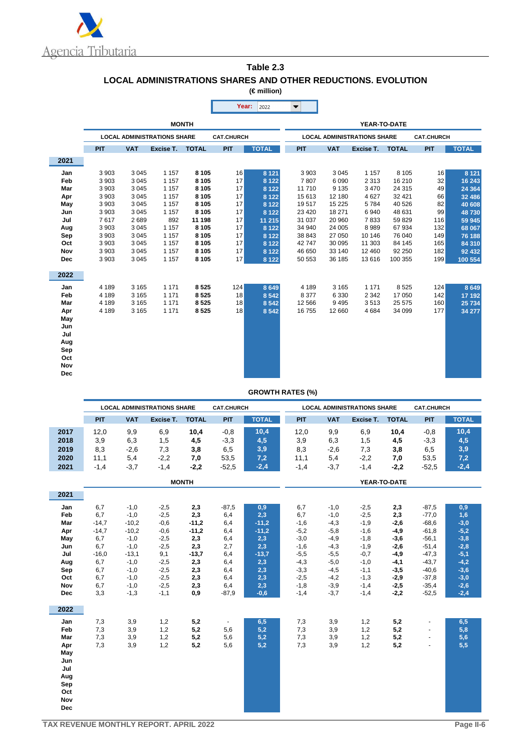## Table 2.3

### LOCAL ADMINISTRATIONS SHARES AND OTHER REDUCTIONS. EVOLUTION

(€ million)

Year: 2022

| | MONTH | | | | | | YEAR-TO-DATE | | | | | |
|---|---|---|---|---|---|---|---|---|---|---|---|---|
| | LOCAL ADMINISTRATIONS SHARE | | | | CAT.CHURCH | | LOCAL ADMINISTRATIONS SHARE | | | | CAT.CHURCH | |
| | PIT | VAT | Excise T. | TOTAL | PIT | TOTAL | PIT | VAT | Excise T. | TOTAL | PIT | TOTAL |
| **2021** | | | | | | | | | | | | |
| Jan | 3 903 | 3 045 | 1 157 | **8 105** | 16 | **8 121** | 3 903 | 3 045 | 1 157 | 8 105 | 16 | **8 121** |
| Feb | 3 903 | 3 045 | 1 157 | **8 105** | 17 | **8 122** | 7 807 | 6 090 | 2 313 | 16 210 | 32 | **16 243** |
| Mar | 3 903 | 3 045 | 1 157 | **8 105** | 17 | **8 122** | 11 710 | 9 135 | 3 470 | 24 315 | 49 | **24 364** |
| Apr | 3 903 | 3 045 | 1 157 | **8 105** | 17 | **8 122** | 15 613 | 12 180 | 4 627 | 32 421 | 66 | **32 486** |
| May | 3 903 | 3 045 | 1 157 | **8 105** | 17 | **8 122** | 19 517 | 15 225 | 5 784 | 40 526 | 82 | **40 608** |
| Jun | 3 903 | 3 045 | 1 157 | **8 105** | 17 | **8 122** | 23 420 | 18 271 | 6 940 | 48 631 | 99 | **48 730** |
| Jul | 7 617 | 2 689 | 892 | **11 198** | 17 | **11 215** | 31 037 | 20 960 | 7 833 | 59 829 | 116 | **59 945** |
| Aug | 3 903 | 3 045 | 1 157 | **8 105** | 17 | **8 122** | 34 940 | 24 005 | 8 989 | 67 934 | 132 | **68 067** |
| Sep | 3 903 | 3 045 | 1 157 | **8 105** | 17 | **8 122** | 38 843 | 27 050 | 10 146 | 76 040 | 149 | **76 188** |
| Oct | 3 903 | 3 045 | 1 157 | **8 105** | 17 | **8 122** | 42 747 | 30 095 | 11 303 | 84 145 | 165 | **84 310** |
| Nov | 3 903 | 3 045 | 1 157 | **8 105** | 17 | **8 122** | 46 650 | 33 140 | 12 460 | 92 250 | 182 | **92 432** |
| Dec | 3 903 | 3 045 | 1 157 | **8 105** | 17 | **8 122** | 50 553 | 36 185 | 13 616 | 100 355 | 199 | **100 554** |
| **2022** | | | | | | | | | | | | |
| Jan | 4 189 | 3 165 | 1 171 | **8 525** | 124 | **8 649** | 4 189 | 3 165 | 1 171 | 8 525 | 124 | **8 649** |
| Feb | 4 189 | 3 165 | 1 171 | **8 525** | 18 | **8 542** | 8 377 | 6 330 | 2 342 | 17 050 | 142 | **17 192** |
| Mar | 4 189 | 3 165 | 1 171 | **8 525** | 18 | **8 542** | 12 566 | 9 495 | 3 513 | 25 575 | 160 | **25 734** |
| Apr | 4 189 | 3 165 | 1 171 | **8 525** | 18 | **8 542** | 16 755 | 12 660 | 4 684 | 34 099 | 177 | **34 277** |
| May | | | | | | | | | | | | |
| Jun | | | | | | | | | | | | |
| Jul | | | | | | | | | | | | |
| Aug | | | | | | | | | | | | |
| Sep | | | | | | | | | | | | |
| Oct | | | | | | | | | | | | |
| Nov | | | | | | | | | | | | |
| Dec | | | | | | | | | | | | |

### GROWTH RATES (%)

| | LOCAL ADMINISTRATIONS SHARE | | | | CAT.CHURCH | | LOCAL ADMINISTRATIONS SHARE | | | | CAT.CHURCH | |
|---|---|---|---|---|---|---|---|---|---|---|---|---|
| | PIT | VAT | Excise T. | TOTAL | PIT | TOTAL | PIT | VAT | Excise T. | TOTAL | PIT | TOTAL |
| **2017** | 12,0 | 9,9 | 6,9 | **10,4** | -0,8 | **10,4** | 12,0 | 9,9 | 6,9 | **10,4** | -0,8 | **10,4** |
| **2018** | 3,9 | 6,3 | 1,5 | **4,5** | -3,3 | **4,5** | 3,9 | 6,3 | 1,5 | **4,5** | -3,3 | **4,5** |
| **2019** | 8,3 | -2,6 | 7,3 | **3,8** | 6,5 | **3,9** | 8,3 | -2,6 | 7,3 | **3,8** | 6,5 | **3,9** |
| **2020** | 11,1 | 5,4 | -2,2 | **7,0** | 53,5 | **7,2** | 11,1 | 5,4 | -2,2 | **7,0** | 53,5 | **7,2** |
| **2021** | -1,4 | -3,7 | -1,4 | **-2,2** | -52,5 | **-2,4** | -1,4 | -3,7 | -1,4 | **-2,2** | -52,5 | **-2,4** |
| | MONTH | | | | | | YEAR-TO-DATE | | | | | |
| **2021** | | | | | | | | | | | | |
| Jan | 6,7 | -1,0 | -2,5 | **2,3** | -87,5 | **0,9** | 6,7 | -1,0 | -2,5 | **2,3** | -87,5 | **0,9** |
| Feb | 6,7 | -1,0 | -2,5 | **2,3** | 6,4 | **2,3** | 6,7 | -1,0 | -2,5 | **2,3** | -77,0 | **1,6** |
| Mar | -14,7 | -10,2 | -0,6 | **-11,2** | 6,4 | **-11,2** | -1,6 | -4,3 | -1,9 | **-2,6** | -68,6 | **-3,0** |
| Apr | -14,7 | -10,2 | -0,6 | **-11,2** | 6,4 | **-11,2** | -5,2 | -5,8 | -1,6 | **-4,9** | -61,8 | **-5,2** |
| May | 6,7 | -1,0 | -2,5 | **2,3** | 6,4 | **2,3** | -3,0 | -4,9 | -1,8 | **-3,6** | -56,1 | **-3,8** |
| Jun | 6,7 | -1,0 | -2,5 | **2,3** | 2,7 | **2,3** | -1,6 | -4,3 | -1,9 | **-2,6** | -51,4 | **-2,8** |
| Jul | -16,0 | -13,1 | 9,1 | **-13,7** | 6,4 | **-13,7** | -5,5 | -5,5 | -0,7 | **-4,9** | -47,3 | **-5,1** |
| Aug | 6,7 | -1,0 | -2,5 | **2,3** | 6,4 | **2,3** | -4,3 | -5,0 | -1,0 | **-4,1** | -43,7 | **-4,2** |
| Sep | 6,7 | -1,0 | -2,5 | **2,3** | 6,4 | **2,3** | -3,3 | -4,5 | -1,1 | **-3,5** | -40,6 | **-3,6** |
| Oct | 6,7 | -1,0 | -2,5 | **2,3** | 6,4 | **2,3** | -2,5 | -4,2 | -1,3 | **-2,9** | -37,8 | **-3,0** |
| Nov | 6,7 | -1,0 | -2,5 | **2,3** | 6,4 | **2,3** | -1,8 | -3,9 | -1,4 | **-2,5** | -35,4 | **-2,6** |
| Dec | 3,3 | -1,3 | -1,1 | **0,9** | -87,9 | **-0,6** | -1,4 | -3,7 | -1,4 | **-2,2** | -52,5 | **-2,4** |
| **2022** | | | | | | | | | | | | |
| Jan | 7,3 | 3,9 | 1,2 | **5,2** | - | **6,5** | 7,3 | 3,9 | 1,2 | **5,2** | - | **6,5** |
| Feb | 7,3 | 3,9 | 1,2 | **5,2** | 5,6 | **5,2** | 7,3 | 3,9 | 1,2 | **5,2** | - | **5,8** |
| Mar | 7,3 | 3,9 | 1,2 | **5,2** | 5,6 | **5,2** | 7,3 | 3,9 | 1,2 | **5,2** | - | **5,6** |
| Apr | 7,3 | 3,9 | 1,2 | **5,2** | 5,6 | **5,2** | 7,3 | 3,9 | 1,2 | **5,2** | - | **5,5** |
| May | | | | | | | | | | | | |
| Jun | | | | | | | | | | | | |
| Jul | | | | | | | | | | | | |
| Aug | | | | | | | | | | | | |
| Sep | | | | | | | | | | | | |
| Oct | | | | | | | | | | | | |
| Nov | | | | | | | | | | | | |
| Dec | | | | | | | | | | | | |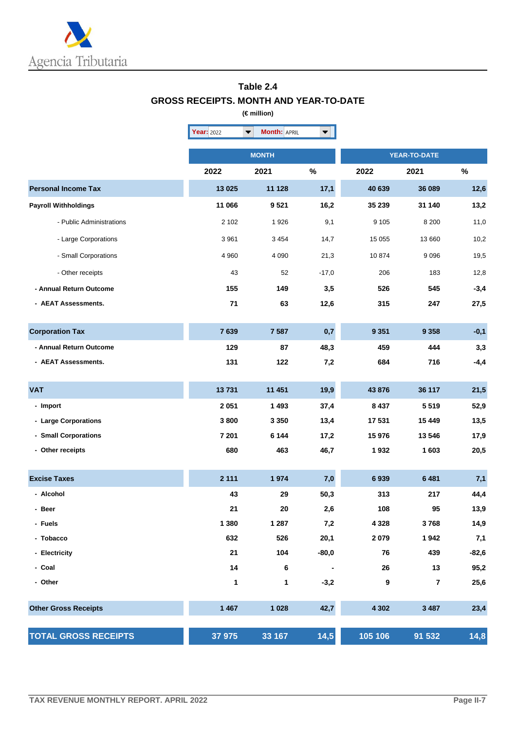## Table 2.4
## GROSS RECEIPTS. MONTH AND YEAR-TO-DATE

**(€ million)**

Year: 2022 Month: APRIL

| | MONTH | | | YEAR-TO-DATE | | |
|---|---|---|---|---|---|---|
| | 2022 | 2021 | % | 2022 | 2021 | % |
| **Personal Income Tax** | 13 025 | 11 128 | 17,1 | 40 639 | 36 089 | 12,6 |
| **Payroll Withholdings** | 11 066 | 9 521 | 16,2 | 35 239 | 31 140 | 13,2 |
| - Public Administrations | 2 102 | 1 926 | 9,1 | 9 105 | 8 200 | 11,0 |
| - Large Corporations | 3 961 | 3 454 | 14,7 | 15 055 | 13 660 | 10,2 |
| - Small Corporations | 4 960 | 4 090 | 21,3 | 10 874 | 9 096 | 19,5 |
| - Other receipts | 43 | 52 | -17,0 | 206 | 183 | 12,8 |
| - Annual Return Outcome | 155 | 149 | 3,5 | 526 | 545 | -3,4 |
| - AEAT Assessments. | 71 | 63 | 12,6 | 315 | 247 | 27,5 |
| **Corporation Tax** | 7 639 | 7 587 | 0,7 | 9 351 | 9 358 | -0,1 |
| - Annual Return Outcome | 129 | 87 | 48,3 | 459 | 444 | 3,3 |
| - AEAT Assessments. | 131 | 122 | 7,2 | 684 | 716 | -4,4 |
| **VAT** | 13 731 | 11 451 | 19,9 | 43 876 | 36 117 | 21,5 |
| - Import | 2 051 | 1 493 | 37,4 | 8 437 | 5 519 | 52,9 |
| - Large Corporations | 3 800 | 3 350 | 13,4 | 17 531 | 15 449 | 13,5 |
| - Small Corporations | 7 201 | 6 144 | 17,2 | 15 976 | 13 546 | 17,9 |
| - Other receipts | 680 | 463 | 46,7 | 1 932 | 1 603 | 20,5 |
| **Excise Taxes** | 2 111 | 1 974 | 7,0 | 6 939 | 6 481 | 7,1 |
| - Alcohol | 43 | 29 | 50,3 | 313 | 217 | 44,4 |
| - Beer | 21 | 20 | 2,6 | 108 | 95 | 13,9 |
| - Fuels | 1 380 | 1 287 | 7,2 | 4 328 | 3 768 | 14,9 |
| - Tobacco | 632 | 526 | 20,1 | 2 079 | 1 942 | 7,1 |
| - Electricity | 21 | 104 | -80,0 | 76 | 439 | -82,6 |
| - Coal | 14 | 6 | - | 26 | 13 | 95,2 |
| - Other | 1 | 1 | -3,2 | 9 | 7 | 25,6 |
| **Other Gross Receipts** | 1 467 | 1 028 | 42,7 | 4 302 | 3 487 | 23,4 |
| **TOTAL GROSS RECEIPTS** | 37 975 | 33 167 | 14,5 | 105 106 | 91 532 | 14,8 |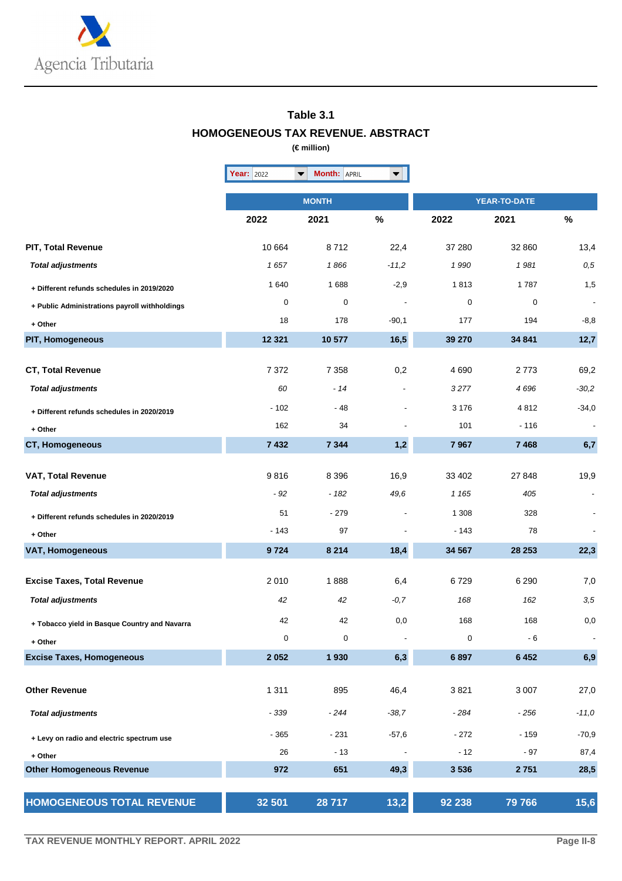# Table 3.1

## HOMOGENEOUS TAX REVENUE. ABSTRACT

**(€ million)**

Year: 2022 Month: APRIL

| | MONTH | | | YEAR-TO-DATE | | |
|---|---|---|---|---|---|---|
| | 2022 | 2021 | % | 2022 | 2021 | % |
| **PIT, Total Revenue** | 10 664 | 8 712 | 22,4 | 37 280 | 32 860 | 13,4 |
| ***Total adjustments*** | *1 657* | *1 866* | *-11,2* | *1 990* | *1 981* | *0,5* |
| + Different refunds schedules in 2019/2020 | 1 640 | 1 688 | -2,9 | 1 813 | 1 787 | 1,5 |
| + Public Administrations payroll withholdings | 0 | 0 | - | 0 | 0 | - |
| + Other | 18 | 178 | -90,1 | 177 | 194 | -8,8 |
| **PIT, Homogeneous** | **12 321** | **10 577** | **16,5** | **39 270** | **34 841** | **12,7** |
| **CT, Total Revenue** | 7 372 | 7 358 | 0,2 | 4 690 | 2 773 | 69,2 |
| ***Total adjustments*** | *60* | *- 14* | - | *3 277* | *4 696* | *-30,2* |
| + Different refunds schedules in 2020/2019 | - 102 | - 48 | - | 3 176 | 4 812 | -34,0 |
| + Other | 162 | 34 | - | 101 | - 116 | - |
| **CT, Homogeneous** | **7 432** | **7 344** | **1,2** | **7 967** | **7 468** | **6,7** |
| **VAT, Total Revenue** | 9 816 | 8 396 | 16,9 | 33 402 | 27 848 | 19,9 |
| ***Total adjustments*** | *- 92* | *- 182* | *49,6* | *1 165* | *405* | - |
| + Different refunds schedules in 2020/2019 | 51 | - 279 | - | 1 308 | 328 | - |
| + Other | - 143 | 97 | - | - 143 | 78 | - |
| **VAT, Homogeneous** | **9 724** | **8 214** | **18,4** | **34 567** | **28 253** | **22,3** |
| **Excise Taxes, Total Revenue** | 2 010 | 1 888 | 6,4 | 6 729 | 6 290 | 7,0 |
| ***Total adjustments*** | *42* | *42* | *-0,7* | *168* | *162* | *3,5* |
| + Tobacco yield in Basque Country and Navarra | 42 | 42 | 0,0 | 168 | 168 | 0,0 |
| + Other | 0 | 0 | - | 0 | - 6 | - |
| **Excise Taxes, Homogeneous** | **2 052** | **1 930** | **6,3** | **6 897** | **6 452** | **6,9** |
| **Other Revenue** | 1 311 | 895 | 46,4 | 3 821 | 3 007 | 27,0 |
| ***Total adjustments*** | *- 339* | *- 244* | *-38,7* | *- 284* | *- 256* | *-11,0* |
| + Levy on radio and electric spectrum use | - 365 | - 231 | -57,6 | - 272 | - 159 | -70,9 |
| + Other | 26 | - 13 | - | - 12 | - 97 | 87,4 |
| **Other Homogeneous Revenue** | **972** | **651** | **49,3** | **3 536** | **2 751** | **28,5** |
| **HOMOGENEOUS TOTAL REVENUE** | **32 501** | **28 717** | **13,2** | **92 238** | **79 766** | **15,6** |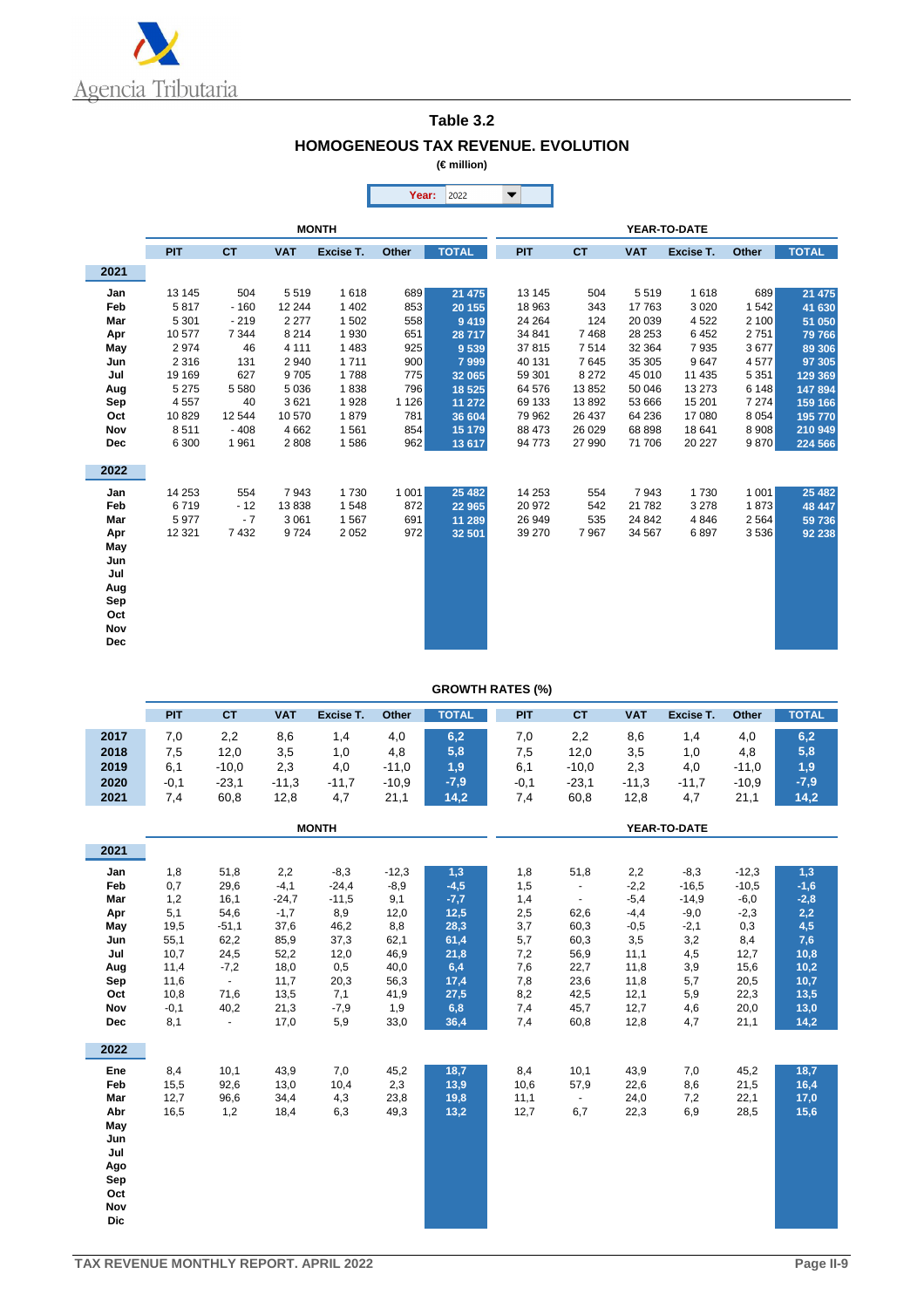Agencia Tributaria

## Table 3.2

### HOMOGENEOUS TAX REVENUE. EVOLUTION

**(€ million)**

Year: 2022

| | MONTH | | | | | | YEAR-TO-DATE | | | | | |
|---|---|---|---|---|---|---|---|---|---|---|---|---|
| | PIT | CT | VAT | Excise T. | Other | TOTAL | PIT | CT | VAT | Excise T. | Other | TOTAL |
| **2021** | | | | | | | | | | | | |
| Jan | 13 145 | 504 | 5 519 | 1 618 | 689 | 21 475 | 13 145 | 504 | 5 519 | 1 618 | 689 | 21 475 |
| Feb | 5 817 | - 160 | 12 244 | 1 402 | 853 | 20 155 | 18 963 | 343 | 17 763 | 3 020 | 1 542 | 41 630 |
| Mar | 5 301 | - 219 | 2 277 | 1 502 | 558 | 9 419 | 24 264 | 124 | 20 039 | 4 522 | 2 100 | 51 050 |
| Apr | 10 577 | 7 344 | 8 214 | 1 930 | 651 | 28 717 | 34 841 | 7 468 | 28 253 | 6 452 | 2 751 | 79 766 |
| May | 2 974 | 46 | 4 111 | 1 483 | 925 | 9 539 | 37 815 | 7 514 | 32 364 | 7 935 | 3 677 | 89 306 |
| Jun | 2 316 | 131 | 2 940 | 1 711 | 900 | 7 999 | 40 131 | 7 645 | 35 305 | 9 647 | 4 577 | 97 305 |
| Jul | 19 169 | 627 | 9 705 | 1 788 | 775 | 32 065 | 59 301 | 8 272 | 45 010 | 11 435 | 5 351 | 129 369 |
| Aug | 5 275 | 5 580 | 5 036 | 1 838 | 796 | 18 525 | 64 576 | 13 852 | 50 046 | 13 273 | 6 148 | 147 894 |
| Sep | 4 557 | 40 | 3 621 | 1 928 | 1 126 | 11 272 | 69 133 | 13 892 | 53 666 | 15 201 | 7 274 | 159 166 |
| Oct | 10 829 | 12 544 | 10 570 | 1 879 | 781 | 36 604 | 79 962 | 26 437 | 64 236 | 17 080 | 8 054 | 195 770 |
| Nov | 8 511 | - 408 | 4 662 | 1 561 | 854 | 15 179 | 88 473 | 26 029 | 68 898 | 18 641 | 8 908 | 210 949 |
| Dec | 6 300 | 1 961 | 2 808 | 1 586 | 962 | 13 617 | 94 773 | 27 990 | 71 706 | 20 227 | 9 870 | 224 566 |
| **2022** | | | | | | | | | | | | |
| Jan | 14 253 | 554 | 7 943 | 1 730 | 1 001 | 25 482 | 14 253 | 554 | 7 943 | 1 730 | 1 001 | 25 482 |
| Feb | 6 719 | - 12 | 13 838 | 1 548 | 872 | 22 965 | 20 972 | 542 | 21 782 | 3 278 | 1 873 | 48 447 |
| Mar | 5 977 | - 7 | 3 061 | 1 567 | 691 | 11 289 | 26 949 | 535 | 24 842 | 4 846 | 2 564 | 59 736 |
| Apr | 12 321 | 7 432 | 9 724 | 2 052 | 972 | 32 501 | 39 270 | 7 967 | 34 567 | 6 897 | 3 536 | 92 238 |
| May | | | | | | | | | | | | |
| Jun | | | | | | | | | | | | |
| Jul | | | | | | | | | | | | |
| Aug | | | | | | | | | | | | |
| Sep | | | | | | | | | | | | |
| Oct | | | | | | | | | | | | |
| Nov | | | | | | | | | | | | |
| Dec | | | | | | | | | | | | |

### GROWTH RATES (%)

| | PIT | CT | VAT | Excise T. | Other | TOTAL | PIT | CT | VAT | Excise T. | Other | TOTAL |
|---|---|---|---|---|---|---|---|---|---|---|---|---|
| 2017 | 7,0 | 2,2 | 8,6 | 1,4 | 4,0 | 6,2 | 7,0 | 2,2 | 8,6 | 1,4 | 4,0 | 6,2 |
| 2018 | 7,5 | 12,0 | 3,5 | 1,0 | 4,8 | 5,8 | 7,5 | 12,0 | 3,5 | 1,0 | 4,8 | 5,8 |
| 2019 | 6,1 | -10,0 | 2,3 | 4,0 | -11,0 | 1,9 | 6,1 | -10,0 | 2,3 | 4,0 | -11,0 | 1,9 |
| 2020 | -0,1 | -23,1 | -11,3 | -11,7 | -10,9 | -7,9 | -0,1 | -23,1 | -11,3 | -11,7 | -10,9 | -7,9 |
| 2021 | 7,4 | 60,8 | 12,8 | 4,7 | 21,1 | 14,2 | 7,4 | 60,8 | 12,8 | 4,7 | 21,1 | 14,2 |

| | MONTH | | | | | | YEAR-TO-DATE | | | | | |
|---|---|---|---|---|---|---|---|---|---|---|---|---|
| **2021** | | | | | | | | | | | | |
| Jan | 1,8 | 51,8 | 2,2 | -8,3 | -12,3 | 1,3 | 1,8 | 51,8 | 2,2 | -8,3 | -12,3 | 1,3 |
| Feb | 0,7 | 29,6 | -4,1 | -24,4 | -8,9 | -4,5 | 1,5 | - | -2,2 | -16,5 | -10,5 | -1,6 |
| Mar | 1,2 | 16,1 | -24,7 | -11,5 | 9,1 | -7,7 | 1,4 | - | -5,4 | -14,9 | -6,0 | -2,8 |
| Apr | 5,1 | 54,6 | -1,7 | 8,9 | 12,0 | 12,5 | 2,5 | 62,6 | -4,4 | -9,0 | -2,3 | 2,2 |
| May | 19,5 | -51,1 | 37,6 | 46,2 | 8,8 | 28,3 | 3,7 | 60,3 | -0,5 | -2,1 | 0,3 | 4,5 |
| Jun | 55,1 | 62,2 | 85,9 | 37,3 | 62,1 | 61,4 | 5,7 | 60,3 | 3,5 | 3,2 | 8,4 | 7,6 |
| Jul | 10,7 | 24,5 | 52,2 | 12,0 | 46,9 | 21,8 | 7,2 | 56,9 | 11,1 | 4,5 | 12,7 | 10,8 |
| Aug | 11,4 | -7,2 | 18,0 | 0,5 | 40,0 | 6,4 | 7,6 | 22,7 | 11,8 | 3,9 | 15,6 | 10,2 |
| Sep | 11,6 | - | 11,7 | 20,3 | 56,3 | 17,4 | 7,8 | 23,6 | 11,8 | 5,7 | 20,5 | 10,7 |
| Oct | 10,8 | 71,6 | 13,5 | 7,1 | 41,9 | 27,5 | 8,2 | 42,5 | 12,1 | 5,9 | 22,3 | 13,5 |
| Nov | -0,1 | 40,2 | 21,3 | -7,9 | 1,9 | 6,8 | 7,4 | 45,7 | 12,7 | 4,6 | 20,0 | 13,0 |
| Dec | 8,1 | - | 17,0 | 5,9 | 33,0 | 36,4 | 7,4 | 60,8 | 12,8 | 4,7 | 21,1 | 14,2 |
| **2022** | | | | | | | | | | | | |
| Ene | 8,4 | 10,1 | 43,9 | 7,0 | 45,2 | 18,7 | 8,4 | 10,1 | 43,9 | 7,0 | 45,2 | 18,7 |
| Feb | 15,5 | 92,6 | 13,0 | 10,4 | 2,3 | 13,9 | 10,6 | 57,9 | 22,6 | 8,6 | 21,5 | 16,4 |
| Mar | 12,7 | 96,6 | 34,4 | 4,3 | 23,8 | 19,8 | 11,1 | - | 24,0 | 7,2 | 22,1 | 17,0 |
| Abr | 16,5 | 1,2 | 18,4 | 6,3 | 49,3 | 13,2 | 12,7 | 6,7 | 22,3 | 6,9 | 28,5 | 15,6 |
| May | | | | | | | | | | | | |
| Jun | | | | | | | | | | | | |
| Jul | | | | | | | | | | | | |
| Ago | | | | | | | | | | | | |
| Sep | | | | | | | | | | | | |
| Oct | | | | | | | | | | | | |
| Nov | | | | | | | | | | | | |
| Dic | | | | | | | | | | | | |

TAX REVENUE MONTHLY REPORT. APRIL 2022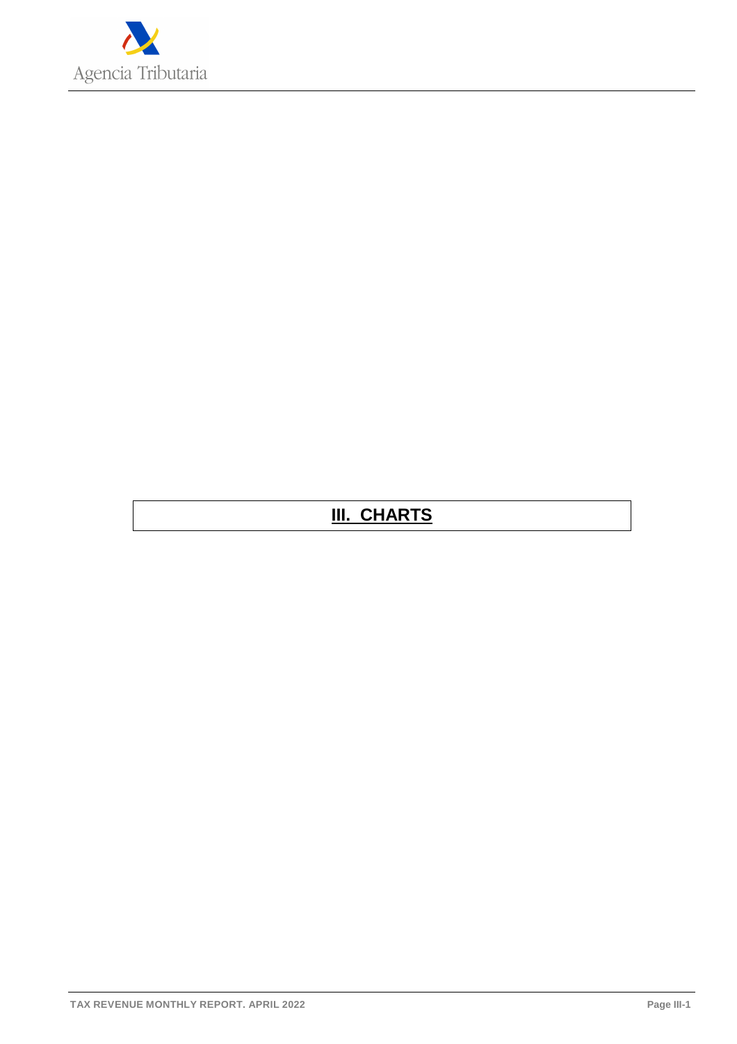# III. CHARTS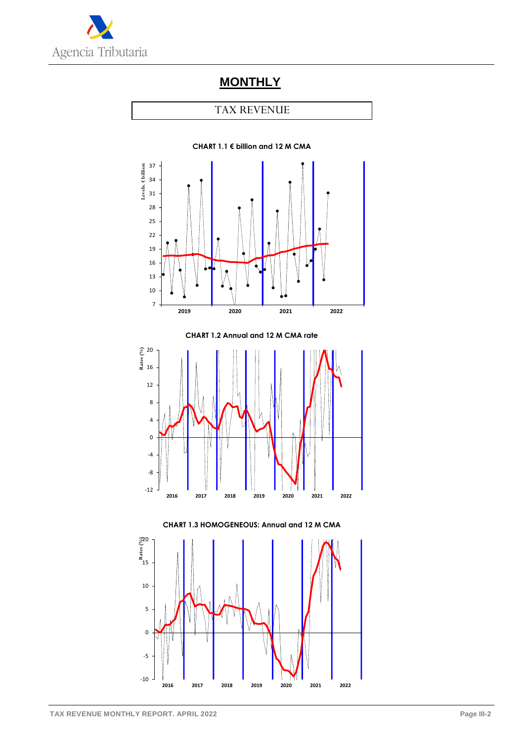# MONTHLY

## TAX REVENUE

**CHART 1.1 € billion and 12 M CMA**

Levels. € billion

37 34 31 28 25 22 19 16 13 10 7

2019 2020 2021 2022

**CHART 1.2 Annual and 12 M CMA rate**

Rates (%)

20 16 12 8 4 0 -4 -8 -12

2016 2017 2018 2019 2020 2021 2022

**CHART 1.3 HOMOGENEOUS: Annual and 12 M CMA**

Rates (%)

20 15 10 5 0 -5 -10

2016 2017 2018 2019 2020 2021 2022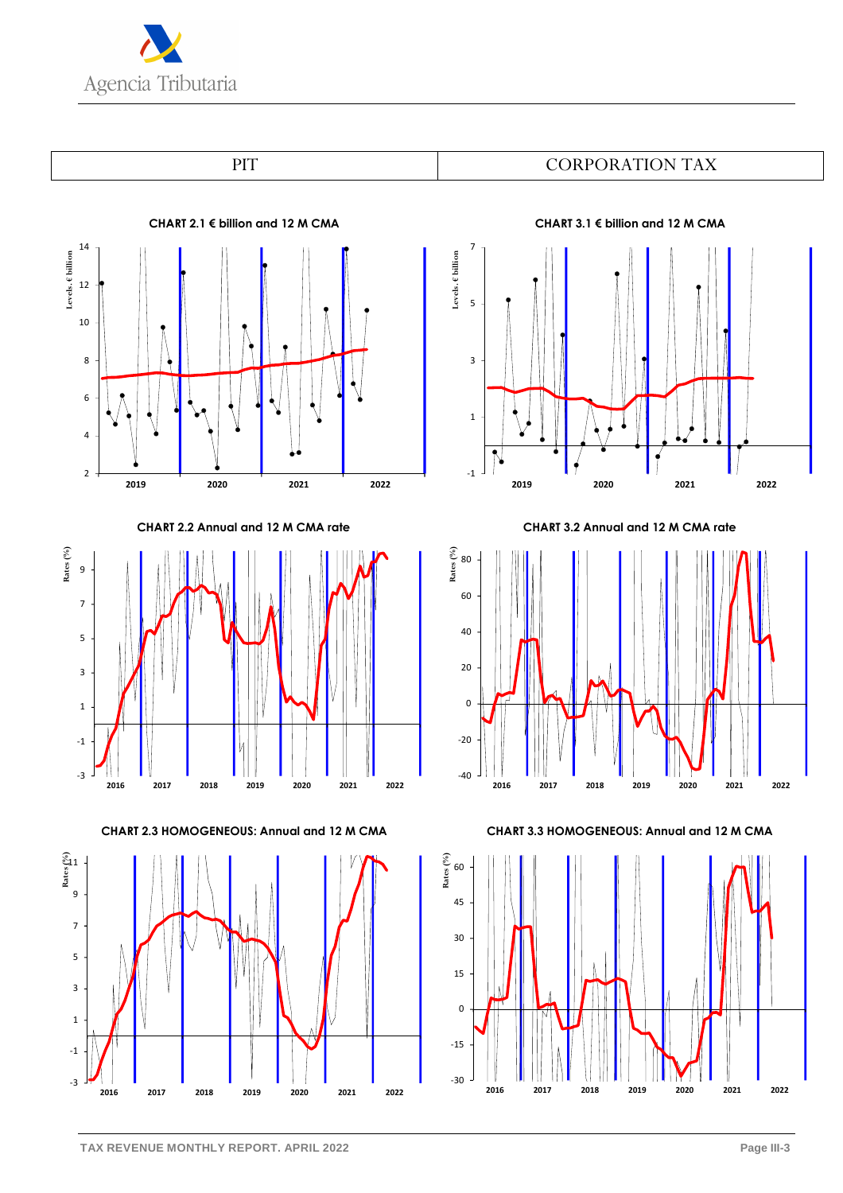| PIT | CORPORATION TAX |
|---|---|

**CHART 2.1 € billion and 12 M CMA**

**CHART 3.1 € billion and 12 M CMA**

**CHART 2.2 Annual and 12 M CMA rate**

**CHART 3.2 Annual and 12 M CMA rate**

**CHART 2.3 HOMOGENEOUS: Annual and 12 M CMA**

**CHART 3.3 HOMOGENEOUS: Annual and 12 M CMA**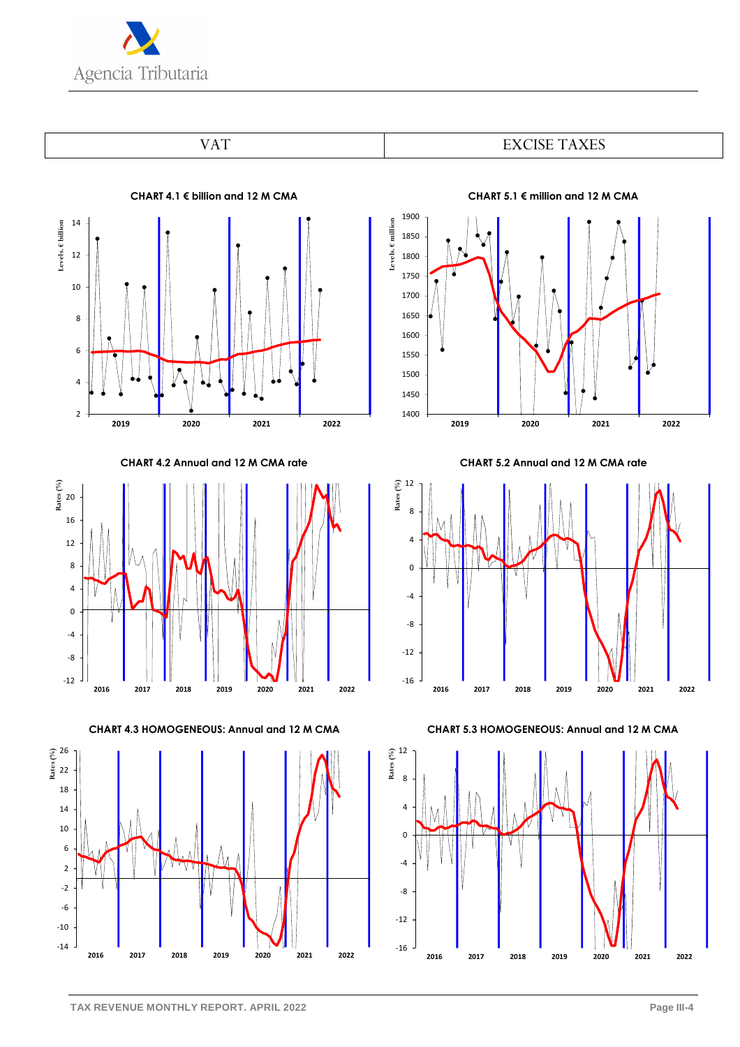| VAT | EXCISE TAXES |
|---|---|

**CHART 4.1 € billion and 12 M CMA**

Levels, € billion

14
12
10
8
6
4
2

2019 2020 2021 2022

**CHART 5.1 € million and 12 M CMA**

Levels, € million

1900
1850
1800
1750
1700
1650
1600
1550
1500
1450
1400

2019 2020 2021 2022

**CHART 4.2 Annual and 12 M CMA rate**

Rates (%)

20
16
12
8
4
0
-4
-8
-12

2016 2017 2018 2019 2020 2021 2022

**CHART 5.2 Annual and 12 M CMA rate**

Rates (%)

12
8
4
0
-4
-8
-12
-16

2016 2017 2018 2019 2020 2021 2022

**CHART 4.3 HOMOGENEOUS: Annual and 12 M CMA**

Rates (%)

26
22
18
14
10
6
2
-2
-6
-10
-14

2016 2017 2018 2019 2020 2021 2022

**CHART 5.3 HOMOGENEOUS: Annual and 12 M CMA**

Rates (%)

12
8
4
0
-4
-8
-12
-16

2016 2017 2018 2019 2020 2021 2022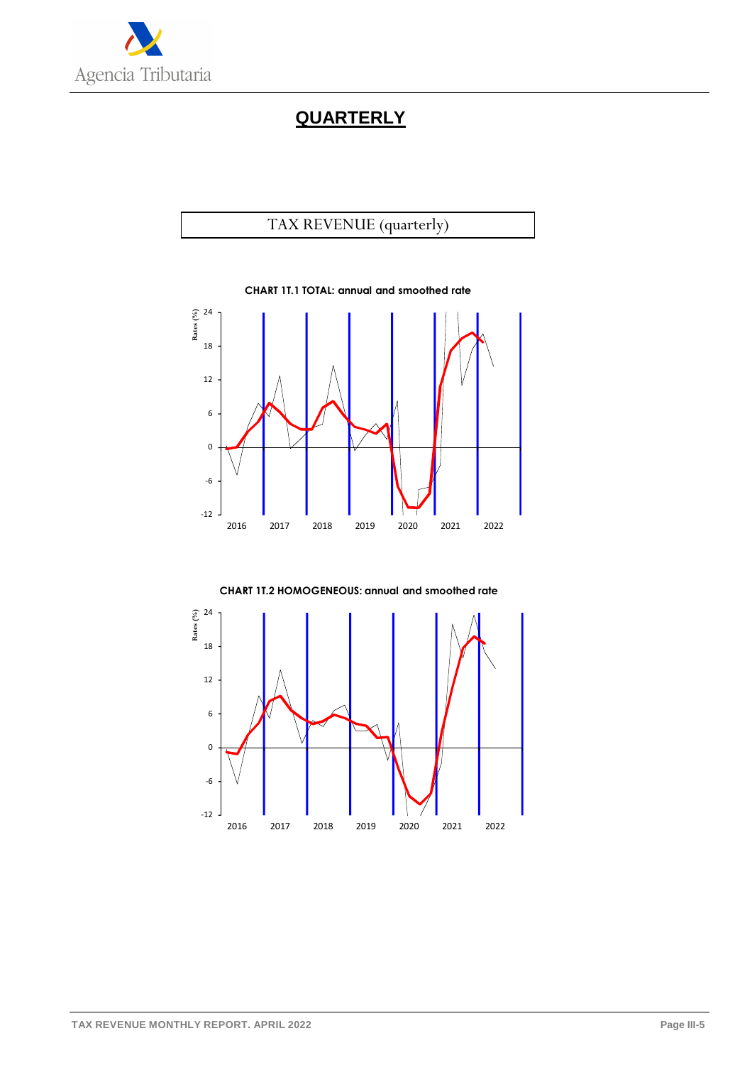# QUARTERLY

## TAX REVENUE (quarterly)

**CHART 1T.1 TOTAL: annual and smoothed rate**

**CHART 1T.2 HOMOGENEOUS: annual and smoothed rate**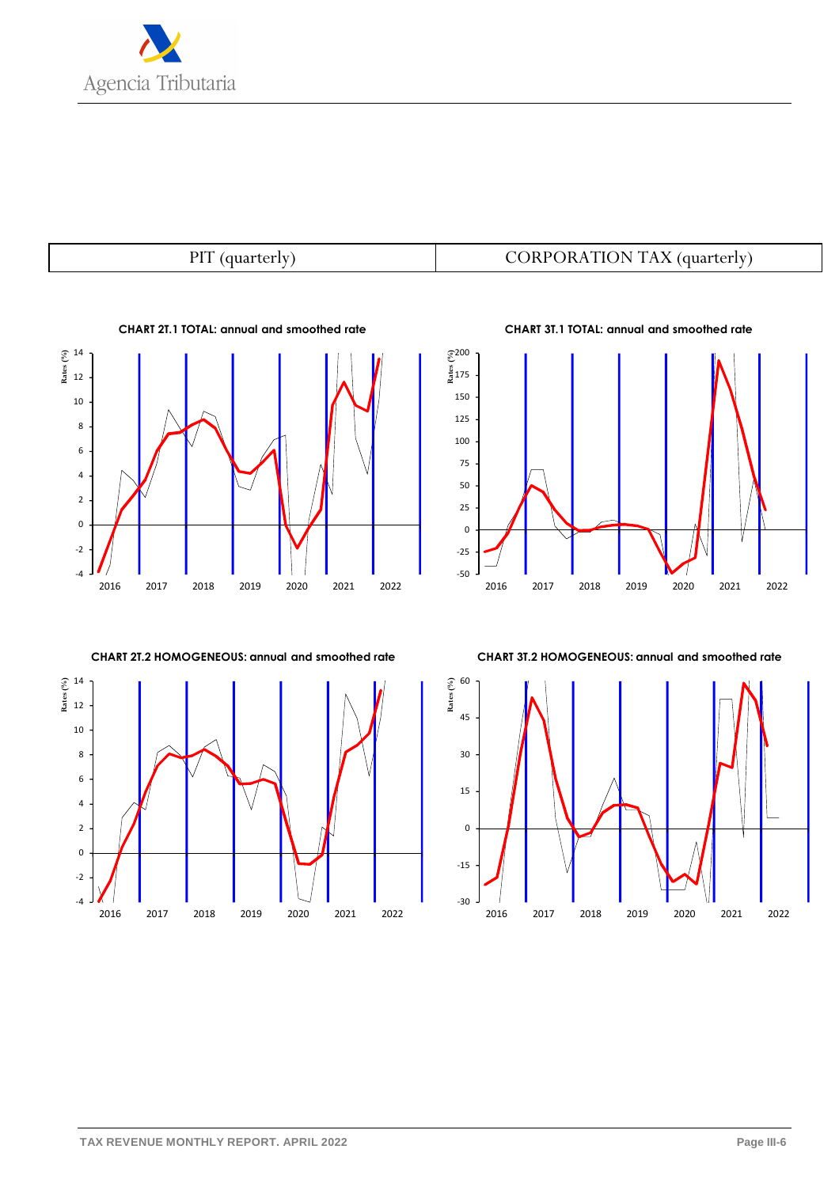| PIT (quarterly) | CORPORATION TAX (quarterly) |
|---|---|

**CHART 2T.1 TOTAL: annual and smoothed rate**

**CHART 3T.1 TOTAL: annual and smoothed rate**

**CHART 2T.2 HOMOGENEOUS: annual and smoothed rate**

**CHART 3T.2 HOMOGENEOUS: annual and smoothed rate**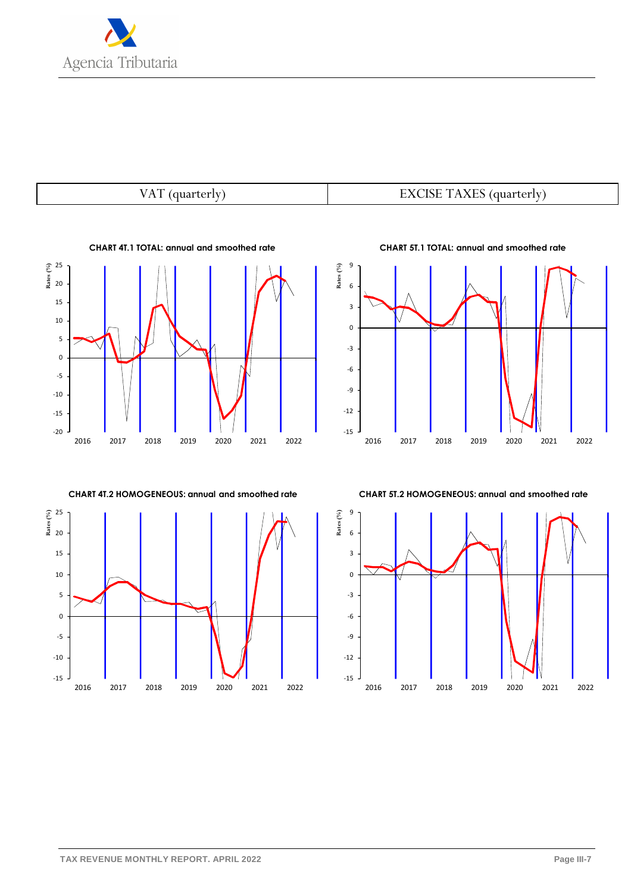| VAT (quarterly) | EXCISE TAXES (quarterly) |
| --- | --- |

**CHART 4T.1 TOTAL: annual and smoothed rate**

**CHART 5T.1 TOTAL: annual and smoothed rate**

**CHART 4T.2 HOMOGENEOUS: annual and smoothed rate**

**CHART 5T.2 HOMOGENEOUS: annual and smoothed rate**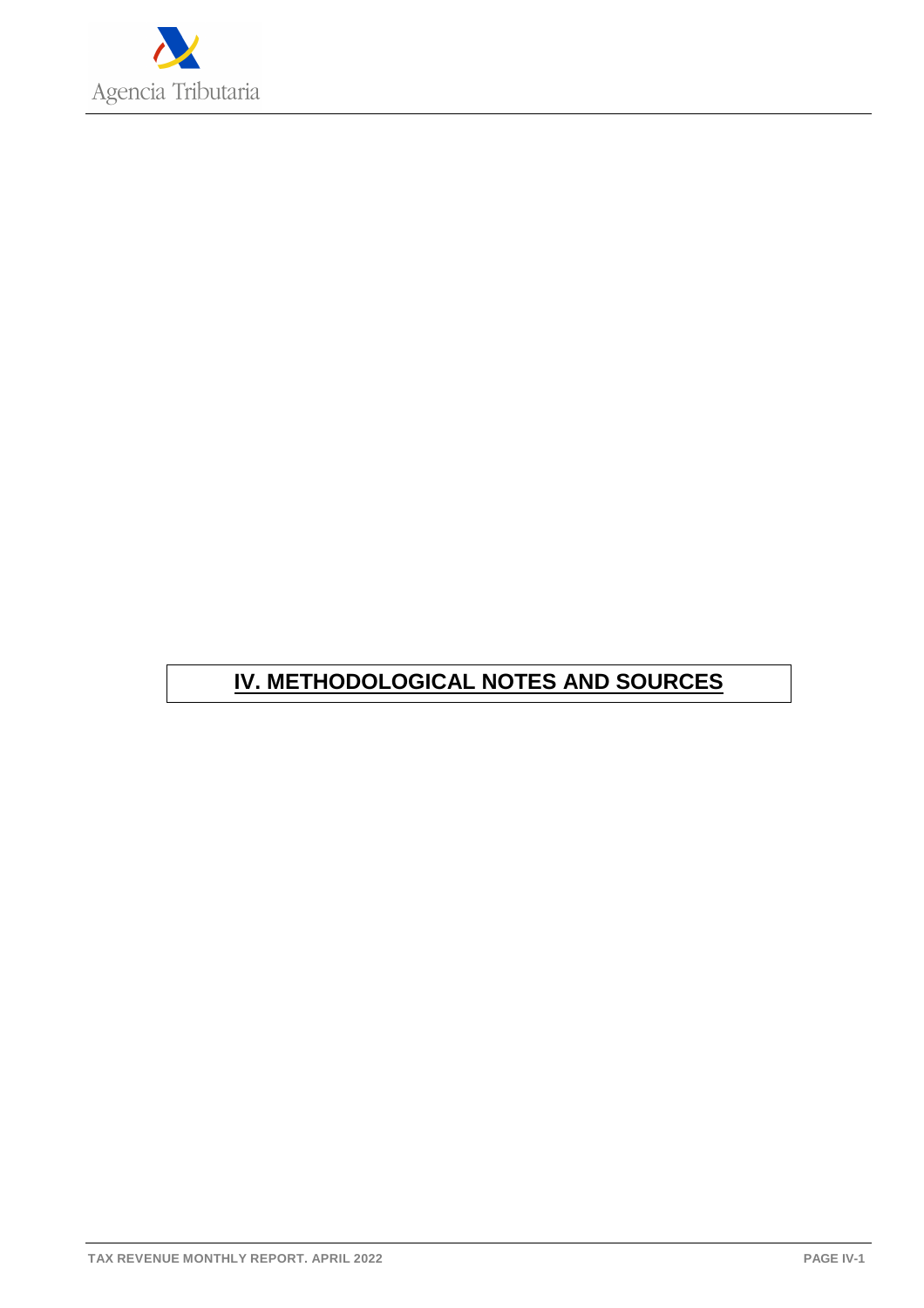# IV. METHODOLOGICAL NOTES AND SOURCES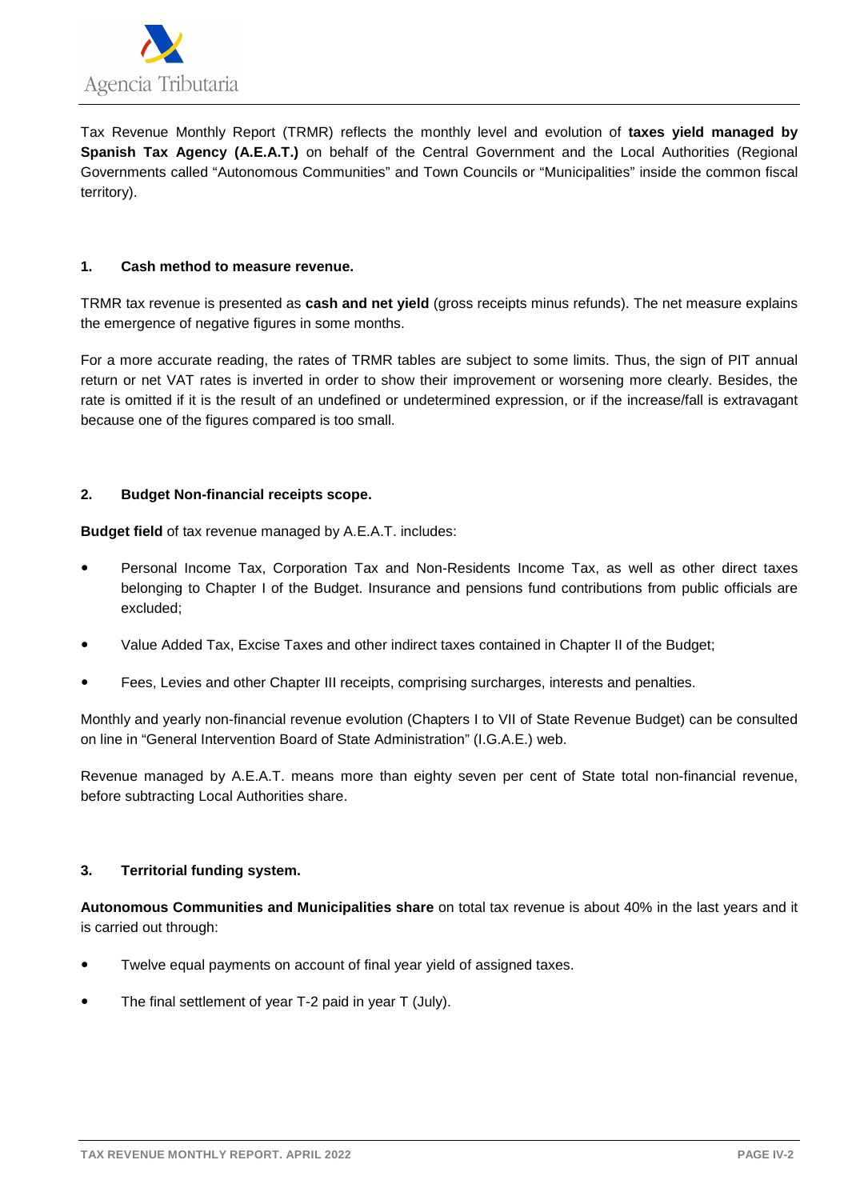Tax Revenue Monthly Report (TRMR) reflects the monthly level and evolution of **taxes yield managed by Spanish Tax Agency (A.E.A.T.)** on behalf of the Central Government and the Local Authorities (Regional Governments called "Autonomous Communities" and Town Councils or "Municipalities" inside the common fiscal territory).

## 1. Cash method to measure revenue.

TRMR tax revenue is presented as **cash and net yield** (gross receipts minus refunds). The net measure explains the emergence of negative figures in some months.

For a more accurate reading, the rates of TRMR tables are subject to some limits. Thus, the sign of PIT annual return or net VAT rates is inverted in order to show their improvement or worsening more clearly. Besides, the rate is omitted if it is the result of an undefined or undetermined expression, or if the increase/fall is extravagant because one of the figures compared is too small.

## 2. Budget Non-financial receipts scope.

**Budget field** of tax revenue managed by A.E.A.T. includes:

- Personal Income Tax, Corporation Tax and Non-Residents Income Tax, as well as other direct taxes belonging to Chapter I of the Budget. Insurance and pensions fund contributions from public officials are excluded;
- Value Added Tax, Excise Taxes and other indirect taxes contained in Chapter II of the Budget;
- Fees, Levies and other Chapter III receipts, comprising surcharges, interests and penalties.

Monthly and yearly non-financial revenue evolution (Chapters I to VII of State Revenue Budget) can be consulted on line in "General Intervention Board of State Administration" (I.G.A.E.) web.

Revenue managed by A.E.A.T. means more than eighty seven per cent of State total non-financial revenue, before subtracting Local Authorities share.

## 3. Territorial funding system.

**Autonomous Communities and Municipalities share** on total tax revenue is about 40% in the last years and it is carried out through:

- Twelve equal payments on account of final year yield of assigned taxes.
- The final settlement of year T-2 paid in year T (July).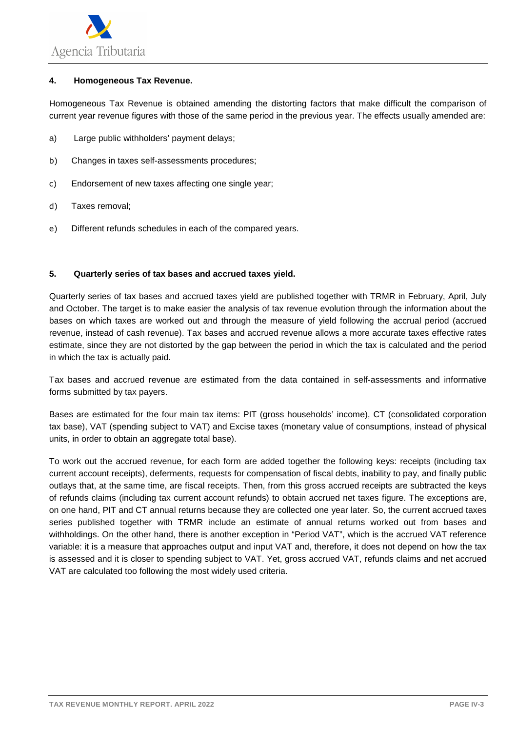## 4. Homogeneous Tax Revenue.

Homogeneous Tax Revenue is obtained amending the distorting factors that make difficult the comparison of current year revenue figures with those of the same period in the previous year. The effects usually amended are:

a) Large public withholders' payment delays;

b) Changes in taxes self-assessments procedures;

c) Endorsement of new taxes affecting one single year;

d) Taxes removal;

e) Different refunds schedules in each of the compared years.

## 5. Quarterly series of tax bases and accrued taxes yield.

Quarterly series of tax bases and accrued taxes yield are published together with TRMR in February, April, July and October. The target is to make easier the analysis of tax revenue evolution through the information about the bases on which taxes are worked out and through the measure of yield following the accrual period (accrued revenue, instead of cash revenue). Tax bases and accrued revenue allows a more accurate taxes effective rates estimate, since they are not distorted by the gap between the period in which the tax is calculated and the period in which the tax is actually paid.

Tax bases and accrued revenue are estimated from the data contained in self-assessments and informative forms submitted by tax payers.

Bases are estimated for the four main tax items: PIT (gross households' income), CT (consolidated corporation tax base), VAT (spending subject to VAT) and Excise taxes (monetary value of consumptions, instead of physical units, in order to obtain an aggregate total base).

To work out the accrued revenue, for each form are added together the following keys: receipts (including tax current account receipts), deferments, requests for compensation of fiscal debts, inability to pay, and finally public outlays that, at the same time, are fiscal receipts. Then, from this gross accrued receipts are subtracted the keys of refunds claims (including tax current account refunds) to obtain accrued net taxes figure. The exceptions are, on one hand, PIT and CT annual returns because they are collected one year later. So, the current accrued taxes series published together with TRMR include an estimate of annual returns worked out from bases and withholdings. On the other hand, there is another exception in "Period VAT", which is the accrued VAT reference variable: it is a measure that approaches output and input VAT and, therefore, it does not depend on how the tax is assessed and it is closer to spending subject to VAT. Yet, gross accrued VAT, refunds claims and net accrued VAT are calculated too following the most widely used criteria.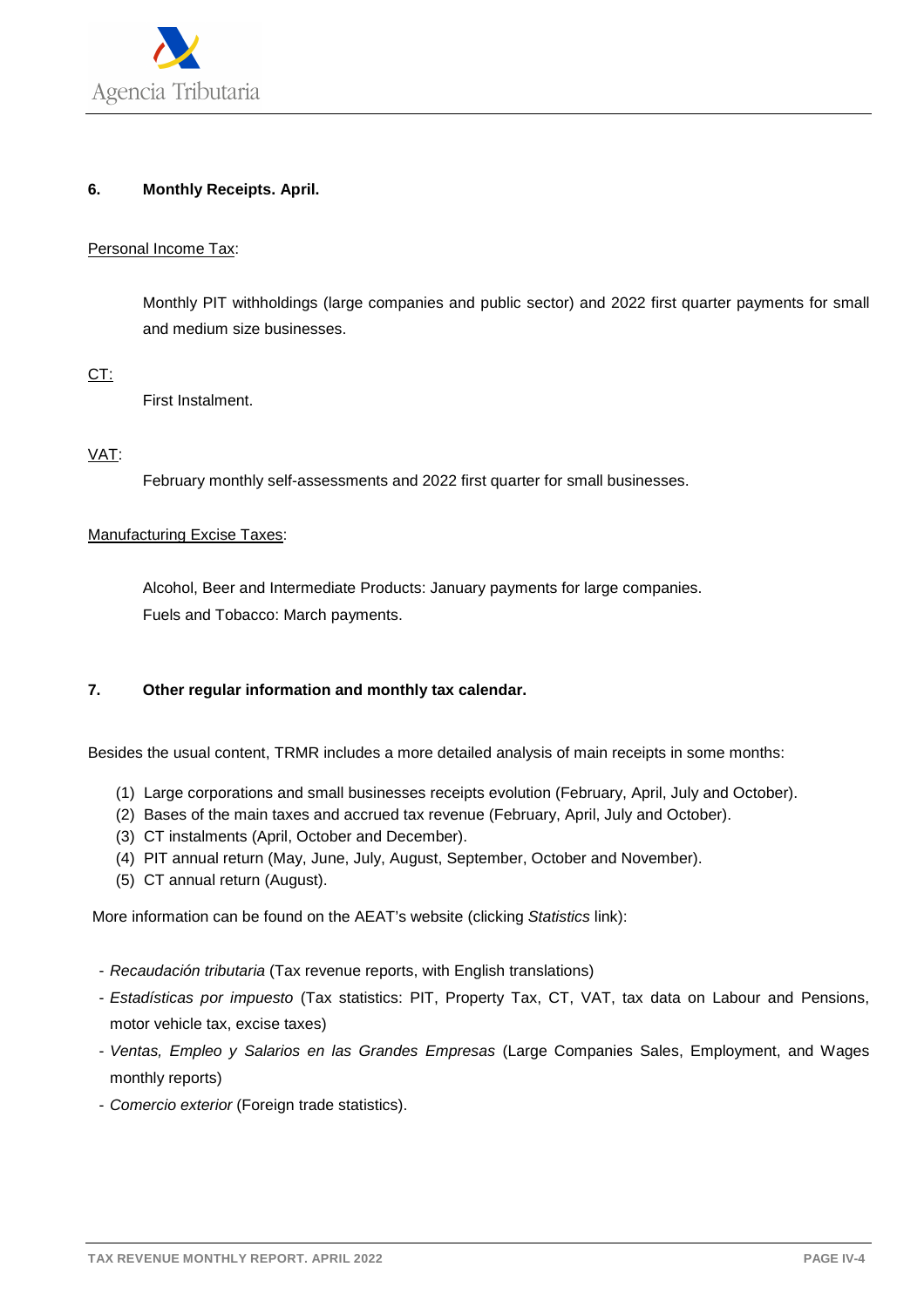## 6. Monthly Receipts. April.

Personal Income Tax:

Monthly PIT withholdings (large companies and public sector) and 2022 first quarter payments for small and medium size businesses.

CT:

First Instalment.

VAT:

February monthly self-assessments and 2022 first quarter for small businesses.

Manufacturing Excise Taxes:

Alcohol, Beer and Intermediate Products: January payments for large companies.
Fuels and Tobacco: March payments.

## 7. Other regular information and monthly tax calendar.

Besides the usual content, TRMR includes a more detailed analysis of main receipts in some months:

1. Large corporations and small businesses receipts evolution (February, April, July and October).
2. Bases of the main taxes and accrued tax revenue (February, April, July and October).
3. CT instalments (April, October and December).
4. PIT annual return (May, June, July, August, September, October and November).
5. CT annual return (August).

More information can be found on the AEAT's website (clicking *Statistics* link):

- *Recaudación tributaria* (Tax revenue reports, with English translations)
- *Estadísticas por impuesto* (Tax statistics: PIT, Property Tax, CT, VAT, tax data on Labour and Pensions, motor vehicle tax, excise taxes)
- *Ventas, Empleo y Salarios en las Grandes Empresas* (Large Companies Sales, Employment, and Wages monthly reports)
- *Comercio exterior* (Foreign trade statistics).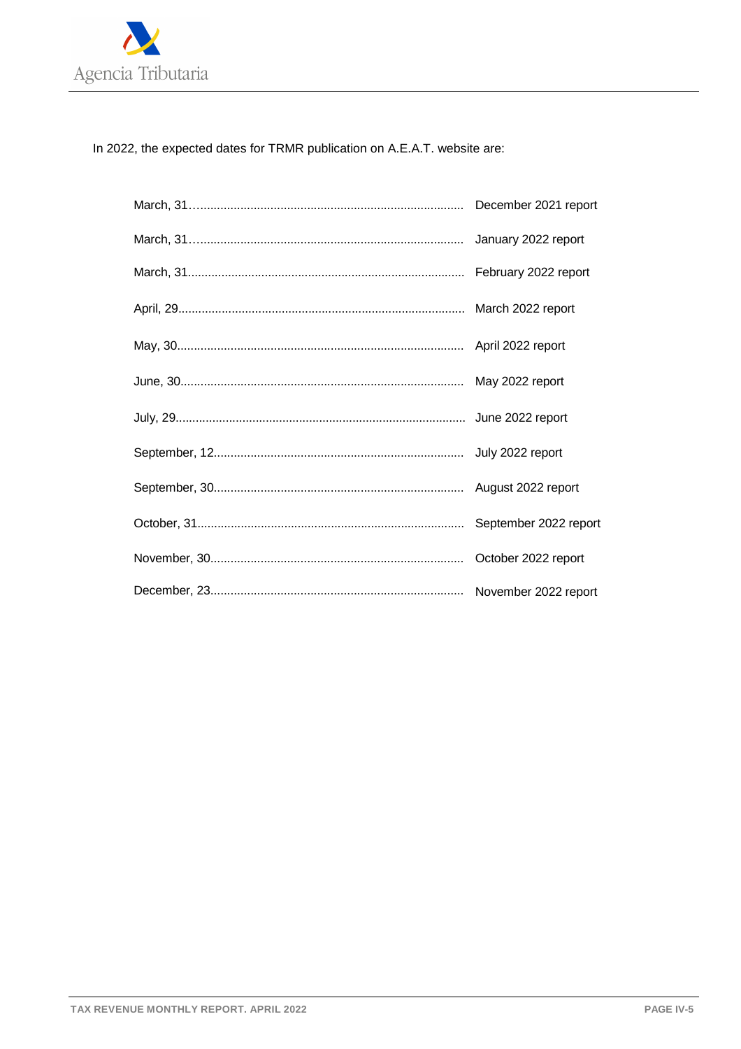In 2022, the expected dates for TRMR publication on A.E.A.T. website are:

| | |
|---|---|
| March, 31 | December 2021 report |
| March, 31 | January 2022 report |
| March, 31 | February 2022 report |
| April, 29 | March 2022 report |
| May, 30 | April 2022 report |
| June, 30 | May 2022 report |
| July, 29 | June 2022 report |
| September, 12 | July 2022 report |
| September, 30 | August 2022 report |
| October, 31 | September 2022 report |
| November, 30 | October 2022 report |
| December, 23 | November 2022 report |